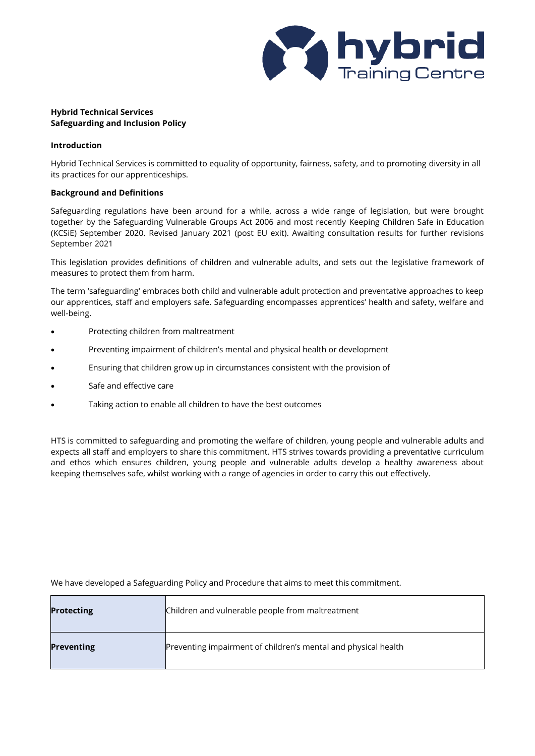**Hybrid Technical Services**
**Safeguarding and Inclusion Policy**

## Introduction

Hybrid Technical Services is committed to equality of opportunity, fairness, safety, and to promoting diversity in all its practices for our apprenticeships.

## Background and Definitions

Safeguarding regulations have been around for a while, across a wide range of legislation, but were brought together by the Safeguarding Vulnerable Groups Act 2006 and most recently Keeping Children Safe in Education (KCSiE) September 2020. Revised January 2021 (post EU exit). Awaiting consultation results for further revisions September 2021

This legislation provides definitions of children and vulnerable adults, and sets out the legislative framework of measures to protect them from harm.

The term 'safeguarding' embraces both child and vulnerable adult protection and preventative approaches to keep our apprentices, staff and employers safe. Safeguarding encompasses apprentices' health and safety, welfare and well-being.

- Protecting children from maltreatment
- Preventing impairment of children's mental and physical health or development
- Ensuring that children grow up in circumstances consistent with the provision of
- Safe and effective care
- Taking action to enable all children to have the best outcomes

HTS is committed to safeguarding and promoting the welfare of children, young people and vulnerable adults and expects all staff and employers to share this commitment. HTS strives towards providing a preventative curriculum and ethos which ensures children, young people and vulnerable adults develop a healthy awareness about keeping themselves safe, whilst working with a range of agencies in order to carry this out effectively.

We have developed a Safeguarding Policy and Procedure that aims to meet this commitment.

| | |
|---|---|
| **Protecting** | Children and vulnerable people from maltreatment |
| **Preventing** | Preventing impairment of children's mental and physical health |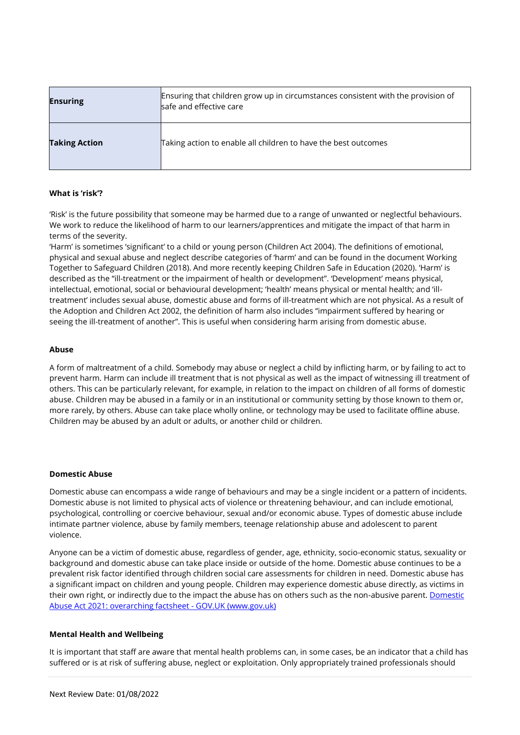| | |
|---|---|
| **Ensuring** | Ensuring that children grow up in circumstances consistent with the provision of safe and effective care |
| **Taking Action** | Taking action to enable all children to have the best outcomes |

**What is 'risk'?**

'Risk' is the future possibility that someone may be harmed due to a range of unwanted or neglectful behaviours. We work to reduce the likelihood of harm to our learners/apprentices and mitigate the impact of that harm in terms of the severity.

'Harm' is sometimes 'significant' to a child or young person (Children Act 2004). The definitions of emotional, physical and sexual abuse and neglect describe categories of 'harm' and can be found in the document Working Together to Safeguard Children (2018). And more recently keeping Children Safe in Education (2020). 'Harm' is described as the "ill-treatment or the impairment of health or development". 'Development' means physical, intellectual, emotional, social or behavioural development; 'health' means physical or mental health; and 'ill-treatment' includes sexual abuse, domestic abuse and forms of ill-treatment which are not physical. As a result of the Adoption and Children Act 2002, the definition of harm also includes "impairment suffered by hearing or seeing the ill-treatment of another". This is useful when considering harm arising from domestic abuse.

**Abuse**

A form of maltreatment of a child. Somebody may abuse or neglect a child by inflicting harm, or by failing to act to prevent harm. Harm can include ill treatment that is not physical as well as the impact of witnessing ill treatment of others. This can be particularly relevant, for example, in relation to the impact on children of all forms of domestic abuse. Children may be abused in a family or in an institutional or community setting by those known to them or, more rarely, by others. Abuse can take place wholly online, or technology may be used to facilitate offline abuse. Children may be abused by an adult or adults, or another child or children.

**Domestic Abuse**

Domestic abuse can encompass a wide range of behaviours and may be a single incident or a pattern of incidents. Domestic abuse is not limited to physical acts of violence or threatening behaviour, and can include emotional, psychological, controlling or coercive behaviour, sexual and/or economic abuse. Types of domestic abuse include intimate partner violence, abuse by family members, teenage relationship abuse and adolescent to parent violence.

Anyone can be a victim of domestic abuse, regardless of gender, age, ethnicity, socio-economic status, sexuality or background and domestic abuse can take place inside or outside of the home. Domestic abuse continues to be a prevalent risk factor identified through children social care assessments for children in need. Domestic abuse has a significant impact on children and young people. Children may experience domestic abuse directly, as victims in their own right, or indirectly due to the impact the abuse has on others such as the non-abusive parent. [Domestic Abuse Act 2021: overarching factsheet - GOV.UK (www.gov.uk)]

**Mental Health and Wellbeing**

It is important that staff are aware that mental health problems can, in some cases, be an indicator that a child has suffered or is at risk of suffering abuse, neglect or exploitation. Only appropriately trained professionals should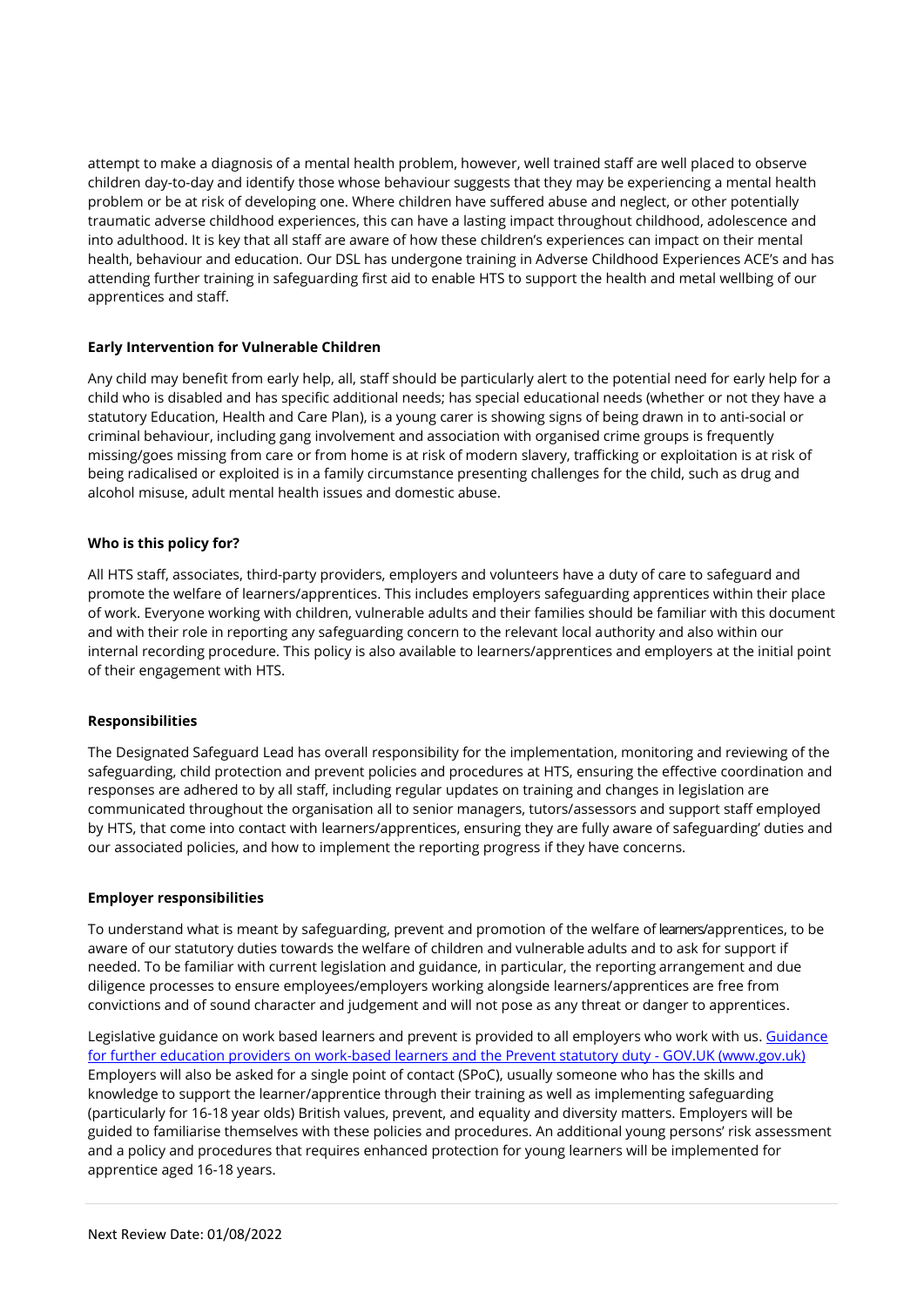attempt to make a diagnosis of a mental health problem, however, well trained staff are well placed to observe children day-to-day and identify those whose behaviour suggests that they may be experiencing a mental health problem or be at risk of developing one. Where children have suffered abuse and neglect, or other potentially traumatic adverse childhood experiences, this can have a lasting impact throughout childhood, adolescence and into adulthood. It is key that all staff are aware of how these children's experiences can impact on their mental health, behaviour and education. Our DSL has undergone training in Adverse Childhood Experiences ACE's and has attending further training in safeguarding first aid to enable HTS to support the health and metal wellbing of our apprentices and staff.

**Early Intervention for Vulnerable Children**

Any child may benefit from early help, all, staff should be particularly alert to the potential need for early help for a child who is disabled and has specific additional needs; has special educational needs (whether or not they have a statutory Education, Health and Care Plan), is a young carer is showing signs of being drawn in to anti-social or criminal behaviour, including gang involvement and association with organised crime groups is frequently missing/goes missing from care or from home is at risk of modern slavery, trafficking or exploitation is at risk of being radicalised or exploited is in a family circumstance presenting challenges for the child, such as drug and alcohol misuse, adult mental health issues and domestic abuse.

**Who is this policy for?**

All HTS staff, associates, third-party providers, employers and volunteers have a duty of care to safeguard and promote the welfare of learners/apprentices. This includes employers safeguarding apprentices within their place of work. Everyone working with children, vulnerable adults and their families should be familiar with this document and with their role in reporting any safeguarding concern to the relevant local authority and also within our internal recording procedure. This policy is also available to learners/apprentices and employers at the initial point of their engagement with HTS.

**Responsibilities**

The Designated Safeguard Lead has overall responsibility for the implementation, monitoring and reviewing of the safeguarding, child protection and prevent policies and procedures at HTS, ensuring the effective coordination and responses are adhered to by all staff, including regular updates on training and changes in legislation are communicated throughout the organisation all to senior managers, tutors/assessors and support staff employed by HTS, that come into contact with learners/apprentices, ensuring they are fully aware of safeguarding' duties and our associated policies, and how to implement the reporting progress if they have concerns.

**Employer responsibilities**

To understand what is meant by safeguarding, prevent and promotion of the welfare of learners/apprentices, to be aware of our statutory duties towards the welfare of children and vulnerable adults and to ask for support if needed. To be familiar with current legislation and guidance, in particular, the reporting arrangement and due diligence processes to ensure employees/employers working alongside learners/apprentices are free from convictions and of sound character and judgement and will not pose as any threat or danger to apprentices.

Legislative guidance on work based learners and prevent is provided to all employers who work with us. [Guidance for further education providers on work-based learners and the Prevent statutory duty - GOV.UK (www.gov.uk)] Employers will also be asked for a single point of contact (SPoC), usually someone who has the skills and knowledge to support the learner/apprentice through their training as well as implementing safeguarding (particularly for 16-18 year olds) British values, prevent, and equality and diversity matters. Employers will be guided to familiarise themselves with these policies and procedures. An additional young persons' risk assessment and a policy and procedures that requires enhanced protection for young learners will be implemented for apprentice aged 16-18 years.

Next Review Date: 01/08/2022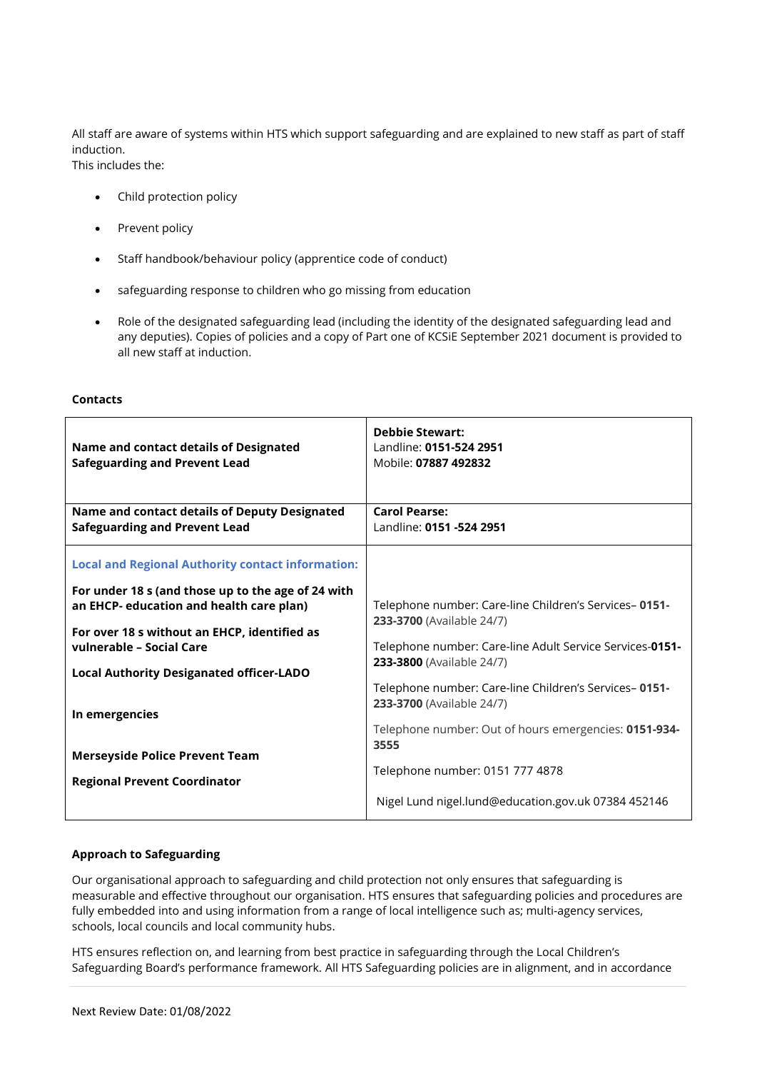All staff are aware of systems within HTS which support safeguarding and are explained to new staff as part of staff induction.
This includes the:

- Child protection policy
- Prevent policy
- Staff handbook/behaviour policy (apprentice code of conduct)
- safeguarding response to children who go missing from education
- Role of the designated safeguarding lead (including the identity of the designated safeguarding lead and any deputies). Copies of policies and a copy of Part one of KCSiE September 2021 document is provided to all new staff at induction.

**Contacts**

| | |
|---|---|
| **Name and contact details of Designated Safeguarding and Prevent Lead** | **Debbie Stewart:**<br>Landline: **0151-524 2951**<br>Mobile: **07887 492832** |
| **Name and contact details of Deputy Designated Safeguarding and Prevent Lead** | **Carol Pearse:**<br>Landline: **0151 -524 2951** |
| **Local and Regional Authority contact information:**<br><br>**For under 18 s (and those up to the age of 24 with an EHCP- education and health care plan)**<br><br>**For over 18 s without an EHCP, identified as vulnerable – Social Care**<br><br>**Local Authority Desiganated officer-LADO**<br><br>**In emergencies**<br><br>**Merseyside Police Prevent Team**<br><br>**Regional Prevent Coordinator** | Telephone number: Care-line Children's Services– **0151-233-3700** (Available 24/7)<br><br>Telephone number: Care-line Adult Service Services-**0151-233-3800** (Available 24/7)<br><br>Telephone number: Care-line Children's Services– **0151-233-3700** (Available 24/7)<br><br>Telephone number: Out of hours emergencies: **0151-934-3555**<br><br>Telephone number: 0151 777 4878<br><br>Nigel Lund nigel.lund@education.gov.uk 07384 452146 |

**Approach to Safeguarding**

Our organisational approach to safeguarding and child protection not only ensures that safeguarding is measurable and effective throughout our organisation. HTS ensures that safeguarding policies and procedures are fully embedded into and using information from a range of local intelligence such as; multi-agency services, schools, local councils and local community hubs.

HTS ensures reflection on, and learning from best practice in safeguarding through the Local Children's Safeguarding Board's performance framework. All HTS Safeguarding policies are in alignment, and in accordance

Next Review Date: 01/08/2022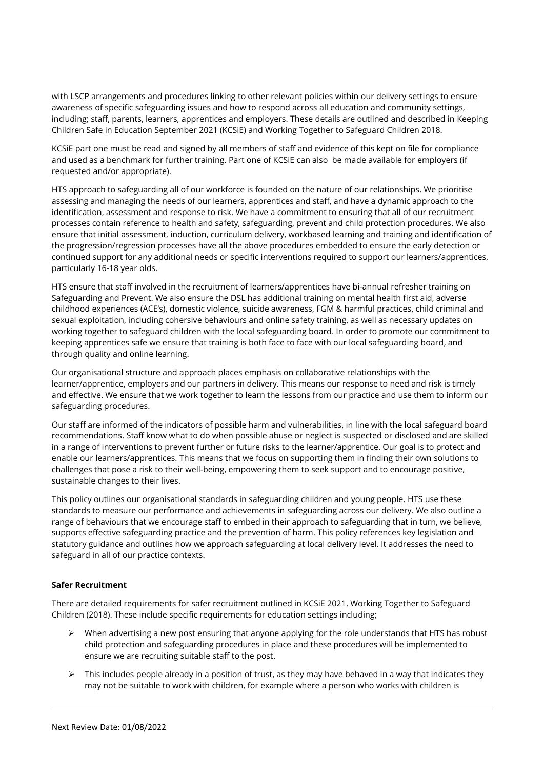with LSCP arrangements and procedures linking to other relevant policies within our delivery settings to ensure awareness of specific safeguarding issues and how to respond across all education and community settings, including; staff, parents, learners, apprentices and employers. These details are outlined and described in Keeping Children Safe in Education September 2021 (KCSiE) and Working Together to Safeguard Children 2018.

KCSiE part one must be read and signed by all members of staff and evidence of this kept on file for compliance and used as a benchmark for further training. Part one of KCSiE can also be made available for employers (if requested and/or appropriate).

HTS approach to safeguarding all of our workforce is founded on the nature of our relationships. We prioritise assessing and managing the needs of our learners, apprentices and staff, and have a dynamic approach to the identification, assessment and response to risk. We have a commitment to ensuring that all of our recruitment processes contain reference to health and safety, safeguarding, prevent and child protection procedures. We also ensure that initial assessment, induction, curriculum delivery, workbased learning and training and identification of the progression/regression processes have all the above procedures embedded to ensure the early detection or continued support for any additional needs or specific interventions required to support our learners/apprentices, particularly 16-18 year olds.

HTS ensure that staff involved in the recruitment of learners/apprentices have bi-annual refresher training on Safeguarding and Prevent. We also ensure the DSL has additional training on mental health first aid, adverse childhood experiences (ACE's), domestic violence, suicide awareness, FGM & harmful practices, child criminal and sexual exploitation, including cohersive behaviours and online safety training, as well as necessary updates on working together to safeguard children with the local safeguarding board. In order to promote our commitment to keeping apprentices safe we ensure that training is both face to face with our local safeguarding board, and through quality and online learning.

Our organisational structure and approach places emphasis on collaborative relationships with the learner/apprentice, employers and our partners in delivery. This means our response to need and risk is timely and effective. We ensure that we work together to learn the lessons from our practice and use them to inform our safeguarding procedures.

Our staff are informed of the indicators of possible harm and vulnerabilities, in line with the local safeguard board recommendations. Staff know what to do when possible abuse or neglect is suspected or disclosed and are skilled in a range of interventions to prevent further or future risks to the learner/apprentice. Our goal is to protect and enable our learners/apprentices. This means that we focus on supporting them in finding their own solutions to challenges that pose a risk to their well-being, empowering them to seek support and to encourage positive, sustainable changes to their lives.

This policy outlines our organisational standards in safeguarding children and young people. HTS use these standards to measure our performance and achievements in safeguarding across our delivery. We also outline a range of behaviours that we encourage staff to embed in their approach to safeguarding that in turn, we believe, supports effective safeguarding practice and the prevention of harm. This policy references key legislation and statutory guidance and outlines how we approach safeguarding at local delivery level. It addresses the need to safeguard in all of our practice contexts.

**Safer Recruitment**

There are detailed requirements for safer recruitment outlined in KCSiE 2021. Working Together to Safeguard Children (2018). These include specific requirements for education settings including;

- When advertising a new post ensuring that anyone applying for the role understands that HTS has robust child protection and safeguarding procedures in place and these procedures will be implemented to ensure we are recruiting suitable staff to the post.
- This includes people already in a position of trust, as they may have behaved in a way that indicates they may not be suitable to work with children, for example where a person who works with children is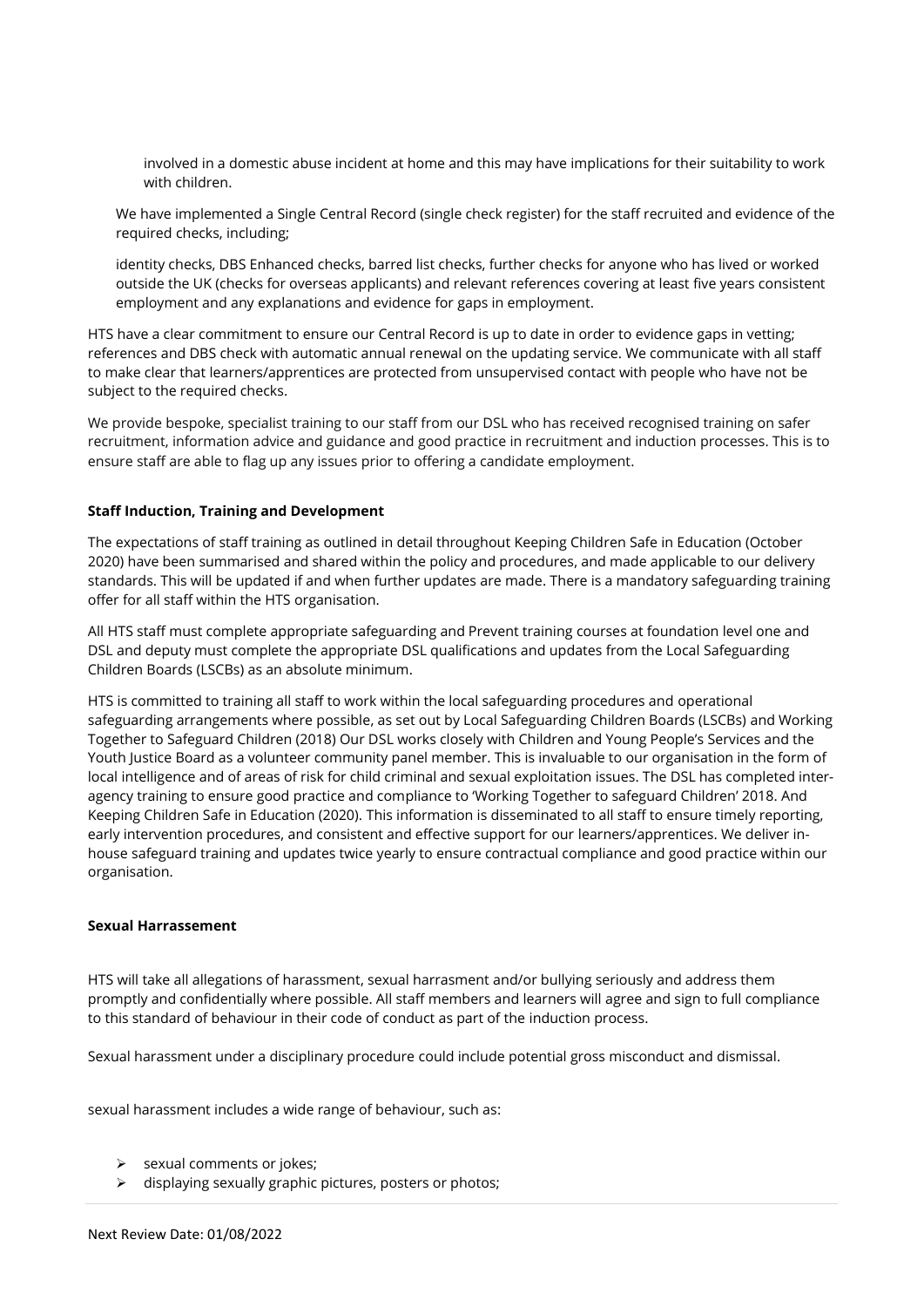involved in a domestic abuse incident at home and this may have implications for their suitability to work with children.

We have implemented a Single Central Record (single check register) for the staff recruited and evidence of the required checks, including;

identity checks, DBS Enhanced checks, barred list checks, further checks for anyone who has lived or worked outside the UK (checks for overseas applicants) and relevant references covering at least five years consistent employment and any explanations and evidence for gaps in employment.

HTS have a clear commitment to ensure our Central Record is up to date in order to evidence gaps in vetting; references and DBS check with automatic annual renewal on the updating service. We communicate with all staff to make clear that learners/apprentices are protected from unsupervised contact with people who have not be subject to the required checks.

We provide bespoke, specialist training to our staff from our DSL who has received recognised training on safer recruitment, information advice and guidance and good practice in recruitment and induction processes. This is to ensure staff are able to flag up any issues prior to offering a candidate employment.

**Staff Induction, Training and Development**

The expectations of staff training as outlined in detail throughout Keeping Children Safe in Education (October 2020) have been summarised and shared within the policy and procedures, and made applicable to our delivery standards. This will be updated if and when further updates are made. There is a mandatory safeguarding training offer for all staff within the HTS organisation.

All HTS staff must complete appropriate safeguarding and Prevent training courses at foundation level one and DSL and deputy must complete the appropriate DSL qualifications and updates from the Local Safeguarding Children Boards (LSCBs) as an absolute minimum.

HTS is committed to training all staff to work within the local safeguarding procedures and operational safeguarding arrangements where possible, as set out by Local Safeguarding Children Boards (LSCBs) and Working Together to Safeguard Children (2018) Our DSL works closely with Children and Young People's Services and the Youth Justice Board as a volunteer community panel member. This is invaluable to our organisation in the form of local intelligence and of areas of risk for child criminal and sexual exploitation issues. The DSL has completed inter-agency training to ensure good practice and compliance to 'Working Together to safeguard Children' 2018. And Keeping Children Safe in Education (2020). This information is disseminated to all staff to ensure timely reporting, early intervention procedures, and consistent and effective support for our learners/apprentices. We deliver in-house safeguard training and updates twice yearly to ensure contractual compliance and good practice within our organisation.

**Sexual Harrassement**

HTS will take all allegations of harassment, sexual harrasment and/or bullying seriously and address them promptly and confidentially where possible. All staff members and learners will agree and sign to full compliance to this standard of behaviour in their code of conduct as part of the induction process.

Sexual harassment under a disciplinary procedure could include potential gross misconduct and dismissal.

sexual harassment includes a wide range of behaviour, such as:

- sexual comments or jokes;
- displaying sexually graphic pictures, posters or photos;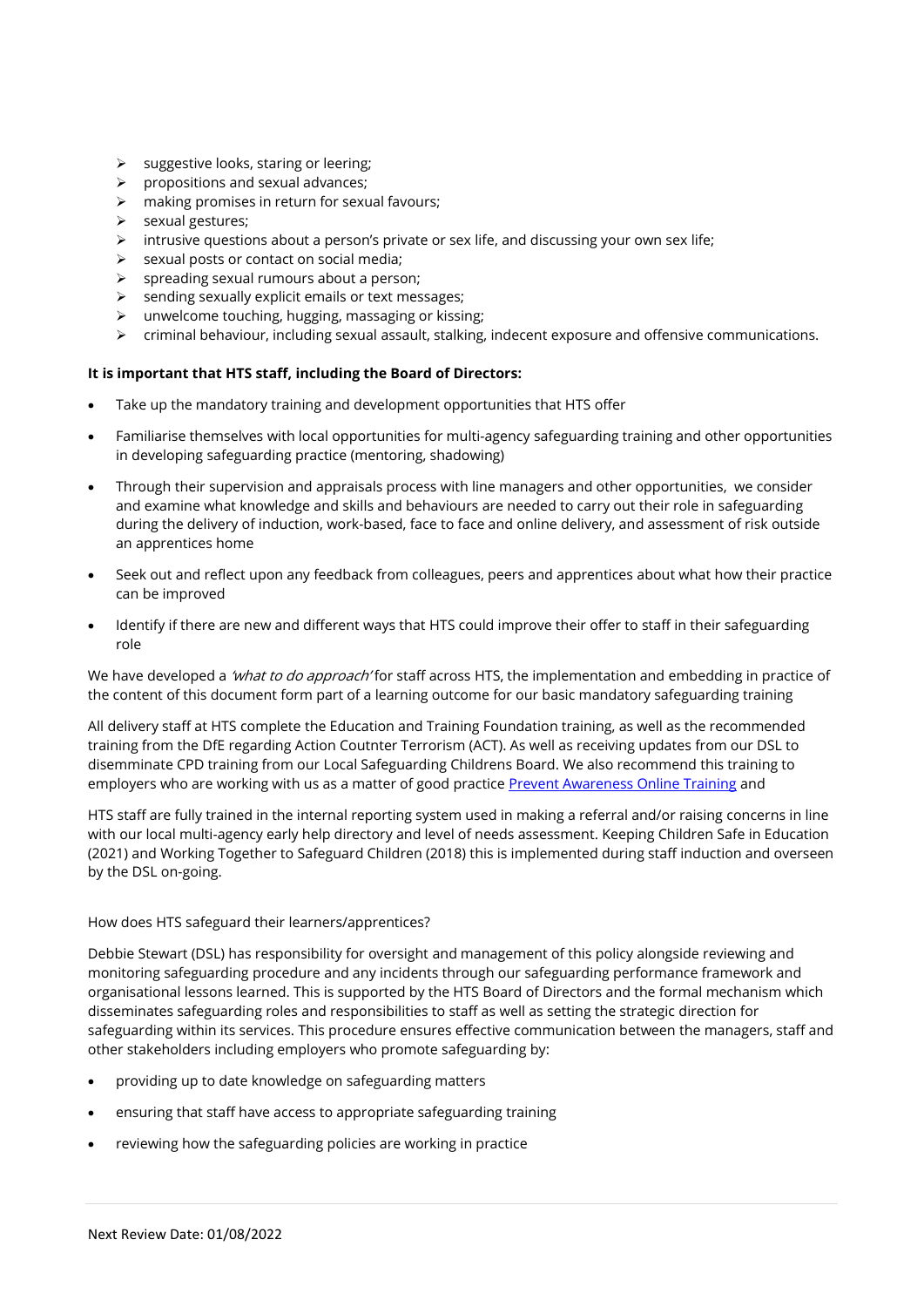- suggestive looks, staring or leering;
- propositions and sexual advances;
- making promises in return for sexual favours;
- sexual gestures;
- intrusive questions about a person's private or sex life, and discussing your own sex life;
- sexual posts or contact on social media;
- spreading sexual rumours about a person;
- sending sexually explicit emails or text messages;
- unwelcome touching, hugging, massaging or kissing;
- criminal behaviour, including sexual assault, stalking, indecent exposure and offensive communications.

**It is important that HTS staff, including the Board of Directors:**

- Take up the mandatory training and development opportunities that HTS offer
- Familiarise themselves with local opportunities for multi-agency safeguarding training and other opportunities in developing safeguarding practice (mentoring, shadowing)
- Through their supervision and appraisals process with line managers and other opportunities, we consider and examine what knowledge and skills and behaviours are needed to carry out their role in safeguarding during the delivery of induction, work-based, face to face and online delivery, and assessment of risk outside an apprentices home
- Seek out and reflect upon any feedback from colleagues, peers and apprentices about what how their practice can be improved
- Identify if there are new and different ways that HTS could improve their offer to staff in their safeguarding role

We have developed a *'what to do approach'* for staff across HTS, the implementation and embedding in practice of the content of this document form part of a learning outcome for our basic mandatory safeguarding training

All delivery staff at HTS complete the Education and Training Foundation training, as well as the recommended training from the DfE regarding Action Coutnter Terrorism (ACT). As well as receiving updates from our DSL to disemminate CPD training from our Local Safeguarding Childrens Board. We also recommend this training to employers who are working with us as a matter of good practice [Prevent Awareness Online Training] and

HTS staff are fully trained in the internal reporting system used in making a referral and/or raising concerns in line with our local multi-agency early help directory and level of needs assessment. Keeping Children Safe in Education (2021) and Working Together to Safeguard Children (2018) this is implemented during staff induction and overseen by the DSL on-going.

How does HTS safeguard their learners/apprentices?

Debbie Stewart (DSL) has responsibility for oversight and management of this policy alongside reviewing and monitoring safeguarding procedure and any incidents through our safeguarding performance framework and organisational lessons learned. This is supported by the HTS Board of Directors and the formal mechanism which disseminates safeguarding roles and responsibilities to staff as well as setting the strategic direction for safeguarding within its services. This procedure ensures effective communication between the managers, staff and other stakeholders including employers who promote safeguarding by:

- providing up to date knowledge on safeguarding matters
- ensuring that staff have access to appropriate safeguarding training
- reviewing how the safeguarding policies are working in practice

Next Review Date: 01/08/2022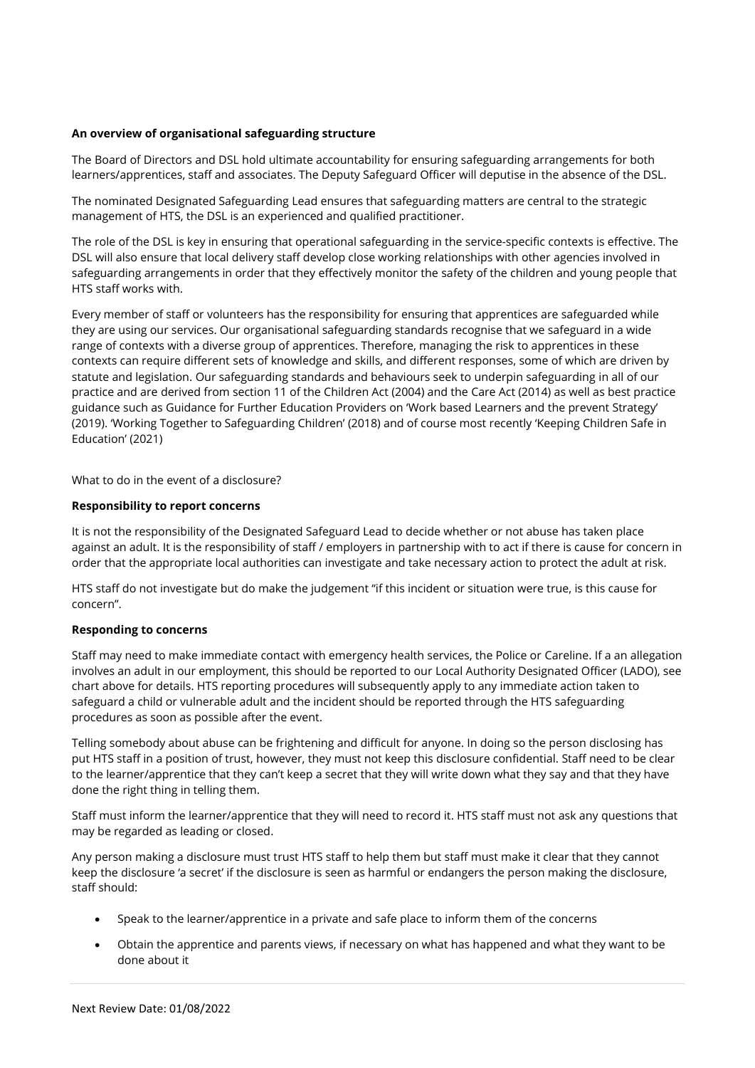**An overview of organisational safeguarding structure**

The Board of Directors and DSL hold ultimate accountability for ensuring safeguarding arrangements for both learners/apprentices, staff and associates. The Deputy Safeguard Officer will deputise in the absence of the DSL.

The nominated Designated Safeguarding Lead ensures that safeguarding matters are central to the strategic management of HTS, the DSL is an experienced and qualified practitioner.

The role of the DSL is key in ensuring that operational safeguarding in the service-specific contexts is effective. The DSL will also ensure that local delivery staff develop close working relationships with other agencies involved in safeguarding arrangements in order that they effectively monitor the safety of the children and young people that HTS staff works with.

Every member of staff or volunteers has the responsibility for ensuring that apprentices are safeguarded while they are using our services. Our organisational safeguarding standards recognise that we safeguard in a wide range of contexts with a diverse group of apprentices. Therefore, managing the risk to apprentices in these contexts can require different sets of knowledge and skills, and different responses, some of which are driven by statute and legislation. Our safeguarding standards and behaviours seek to underpin safeguarding in all of our practice and are derived from section 11 of the Children Act (2004) and the Care Act (2014) as well as best practice guidance such as Guidance for Further Education Providers on 'Work based Learners and the prevent Strategy' (2019). 'Working Together to Safeguarding Children' (2018) and of course most recently 'Keeping Children Safe in Education' (2021)

What to do in the event of a disclosure?

**Responsibility to report concerns**

It is not the responsibility of the Designated Safeguard Lead to decide whether or not abuse has taken place against an adult. It is the responsibility of staff / employers in partnership with to act if there is cause for concern in order that the appropriate local authorities can investigate and take necessary action to protect the adult at risk.

HTS staff do not investigate but do make the judgement "if this incident or situation were true, is this cause for concern".

**Responding to concerns**

Staff may need to make immediate contact with emergency health services, the Police or Careline. If a an allegation involves an adult in our employment, this should be reported to our Local Authority Designated Officer (LADO), see chart above for details. HTS reporting procedures will subsequently apply to any immediate action taken to safeguard a child or vulnerable adult and the incident should be reported through the HTS safeguarding procedures as soon as possible after the event.

Telling somebody about abuse can be frightening and difficult for anyone. In doing so the person disclosing has put HTS staff in a position of trust, however, they must not keep this disclosure confidential. Staff need to be clear to the learner/apprentice that they can't keep a secret that they will write down what they say and that they have done the right thing in telling them.

Staff must inform the learner/apprentice that they will need to record it. HTS staff must not ask any questions that may be regarded as leading or closed.

Any person making a disclosure must trust HTS staff to help them but staff must make it clear that they cannot keep the disclosure 'a secret' if the disclosure is seen as harmful or endangers the person making the disclosure, staff should:

- Speak to the learner/apprentice in a private and safe place to inform them of the concerns
- Obtain the apprentice and parents views, if necessary on what has happened and what they want to be done about it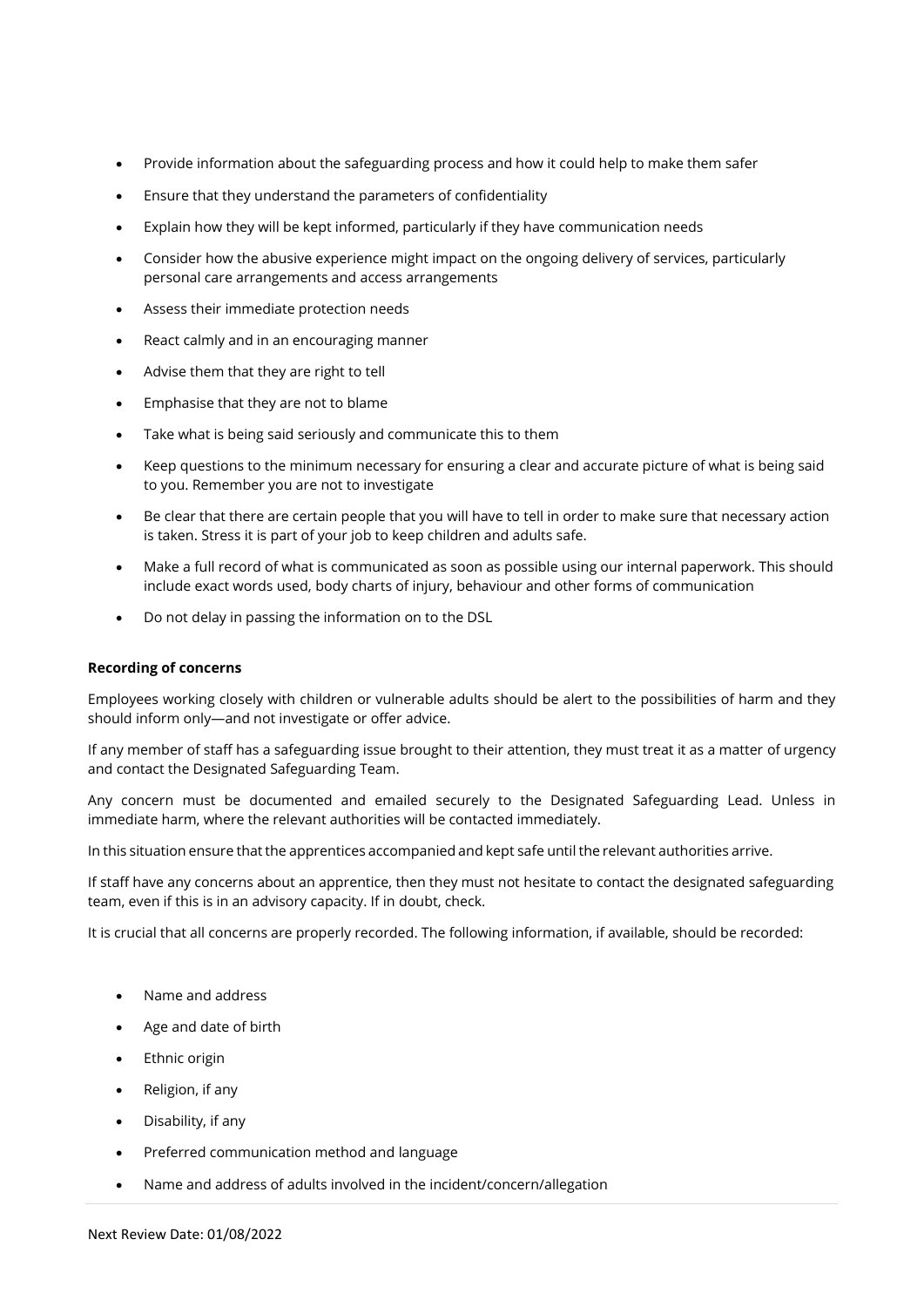- Provide information about the safeguarding process and how it could help to make them safer
- Ensure that they understand the parameters of confidentiality
- Explain how they will be kept informed, particularly if they have communication needs
- Consider how the abusive experience might impact on the ongoing delivery of services, particularly personal care arrangements and access arrangements
- Assess their immediate protection needs
- React calmly and in an encouraging manner
- Advise them that they are right to tell
- Emphasise that they are not to blame
- Take what is being said seriously and communicate this to them
- Keep questions to the minimum necessary for ensuring a clear and accurate picture of what is being said to you. Remember you are not to investigate
- Be clear that there are certain people that you will have to tell in order to make sure that necessary action is taken. Stress it is part of your job to keep children and adults safe.
- Make a full record of what is communicated as soon as possible using our internal paperwork. This should include exact words used, body charts of injury, behaviour and other forms of communication
- Do not delay in passing the information on to the DSL

**Recording of concerns**

Employees working closely with children or vulnerable adults should be alert to the possibilities of harm and they should inform only—and not investigate or offer advice.

If any member of staff has a safeguarding issue brought to their attention, they must treat it as a matter of urgency and contact the Designated Safeguarding Team.

Any concern must be documented and emailed securely to the Designated Safeguarding Lead. Unless in immediate harm, where the relevant authorities will be contacted immediately.

In this situation ensure that the apprentices accompanied and kept safe until the relevant authorities arrive.

If staff have any concerns about an apprentice, then they must not hesitate to contact the designated safeguarding team, even if this is in an advisory capacity. If in doubt, check.

It is crucial that all concerns are properly recorded. The following information, if available, should be recorded:

- Name and address
- Age and date of birth
- Ethnic origin
- Religion, if any
- Disability, if any
- Preferred communication method and language
- Name and address of adults involved in the incident/concern/allegation

Next Review Date: 01/08/2022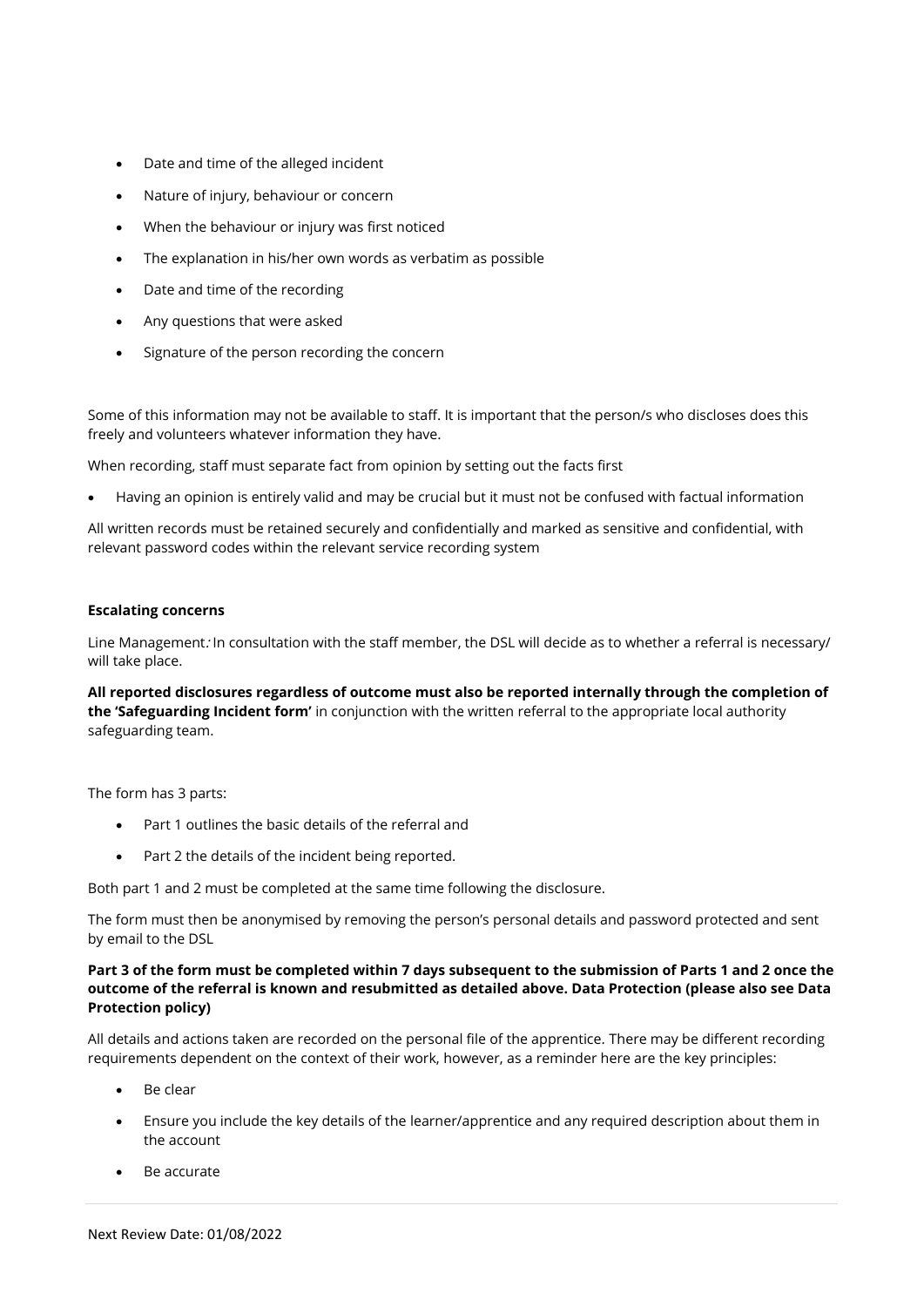- Date and time of the alleged incident
- Nature of injury, behaviour or concern
- When the behaviour or injury was first noticed
- The explanation in his/her own words as verbatim as possible
- Date and time of the recording
- Any questions that were asked
- Signature of the person recording the concern

Some of this information may not be available to staff. It is important that the person/s who discloses does this freely and volunteers whatever information they have.

When recording, staff must separate fact from opinion by setting out the facts first

- Having an opinion is entirely valid and may be crucial but it must not be confused with factual information

All written records must be retained securely and confidentially and marked as sensitive and confidential, with relevant password codes within the relevant service recording system

**Escalating concerns**

Line Management: In consultation with the staff member, the DSL will decide as to whether a referral is necessary/ will take place.

**All reported disclosures regardless of outcome must also be reported internally through the completion of the 'Safeguarding Incident form'** in conjunction with the written referral to the appropriate local authority safeguarding team.

The form has 3 parts:

- Part 1 outlines the basic details of the referral and
- Part 2 the details of the incident being reported.

Both part 1 and 2 must be completed at the same time following the disclosure.

The form must then be anonymised by removing the person's personal details and password protected and sent by email to the DSL

**Part 3 of the form must be completed within 7 days subsequent to the submission of Parts 1 and 2 once the outcome of the referral is known and resubmitted as detailed above. Data Protection (please also see Data Protection policy)**

All details and actions taken are recorded on the personal file of the apprentice. There may be different recording requirements dependent on the context of their work, however, as a reminder here are the key principles:

- Be clear
- Ensure you include the key details of the learner/apprentice and any required description about them in the account
- Be accurate

Next Review Date: 01/08/2022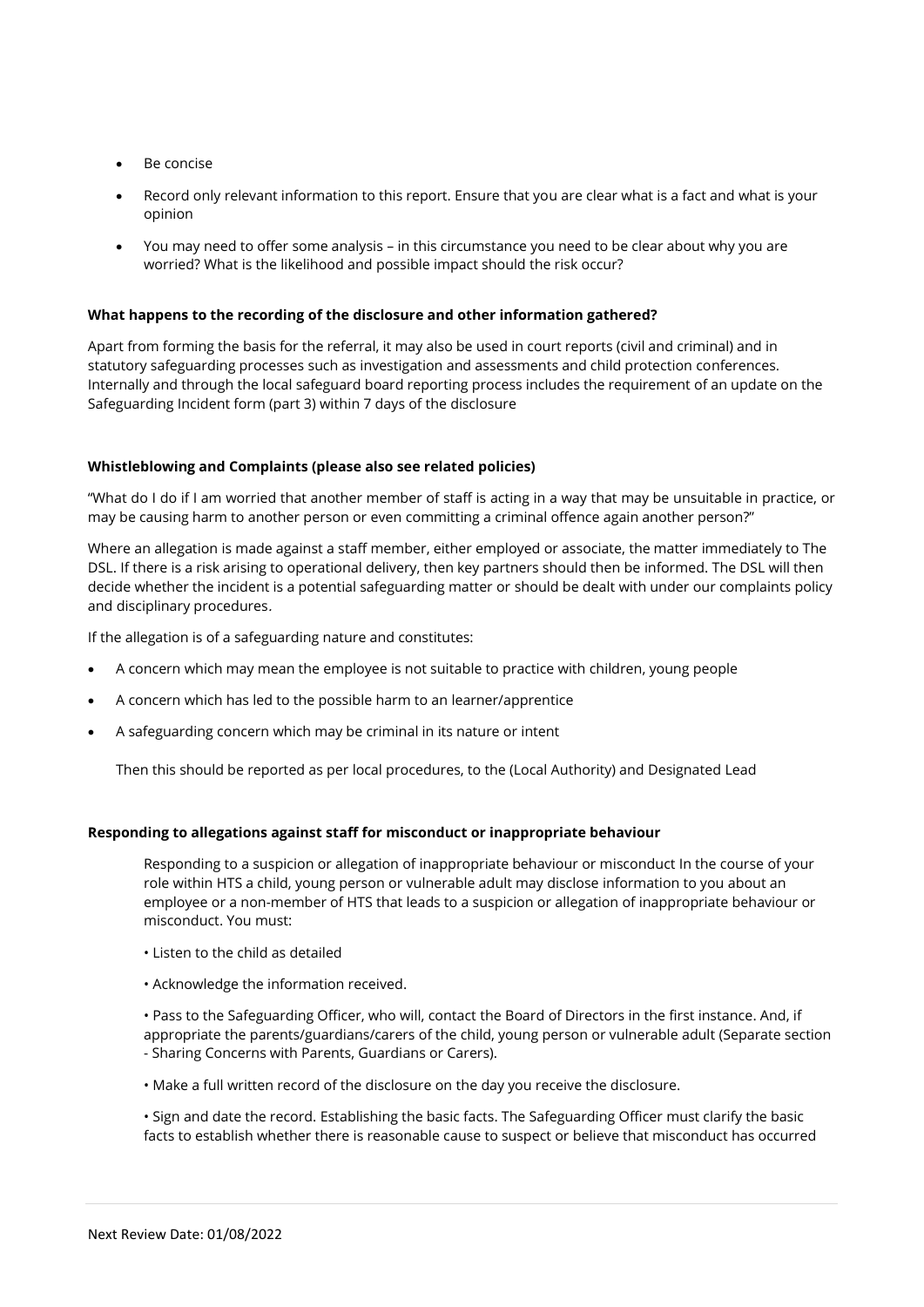- Be concise
- Record only relevant information to this report. Ensure that you are clear what is a fact and what is your opinion
- You may need to offer some analysis – in this circumstance you need to be clear about why you are worried? What is the likelihood and possible impact should the risk occur?

**What happens to the recording of the disclosure and other information gathered?**

Apart from forming the basis for the referral, it may also be used in court reports (civil and criminal) and in statutory safeguarding processes such as investigation and assessments and child protection conferences. Internally and through the local safeguard board reporting process includes the requirement of an update on the Safeguarding Incident form (part 3) within 7 days of the disclosure

**Whistleblowing and Complaints (please also see related policies)**

"What do I do if I am worried that another member of staff is acting in a way that may be unsuitable in practice, or may be causing harm to another person or even committing a criminal offence again another person?"

Where an allegation is made against a staff member, either employed or associate, the matter immediately to The DSL. If there is a risk arising to operational delivery, then key partners should then be informed. The DSL will then decide whether the incident is a potential safeguarding matter or should be dealt with under our complaints policy and disciplinary procedures.

If the allegation is of a safeguarding nature and constitutes:

- A concern which may mean the employee is not suitable to practice with children, young people
- A concern which has led to the possible harm to an learner/apprentice
- A safeguarding concern which may be criminal in its nature or intent

Then this should be reported as per local procedures, to the (Local Authority) and Designated Lead

**Responding to allegations against staff for misconduct or inappropriate behaviour**

Responding to a suspicion or allegation of inappropriate behaviour or misconduct In the course of your role within HTS a child, young person or vulnerable adult may disclose information to you about an employee or a non-member of HTS that leads to a suspicion or allegation of inappropriate behaviour or misconduct. You must:

• Listen to the child as detailed

• Acknowledge the information received.

• Pass to the Safeguarding Officer, who will, contact the Board of Directors in the first instance. And, if appropriate the parents/guardians/carers of the child, young person or vulnerable adult (Separate section - Sharing Concerns with Parents, Guardians or Carers).

• Make a full written record of the disclosure on the day you receive the disclosure.

• Sign and date the record. Establishing the basic facts. The Safeguarding Officer must clarify the basic facts to establish whether there is reasonable cause to suspect or believe that misconduct has occurred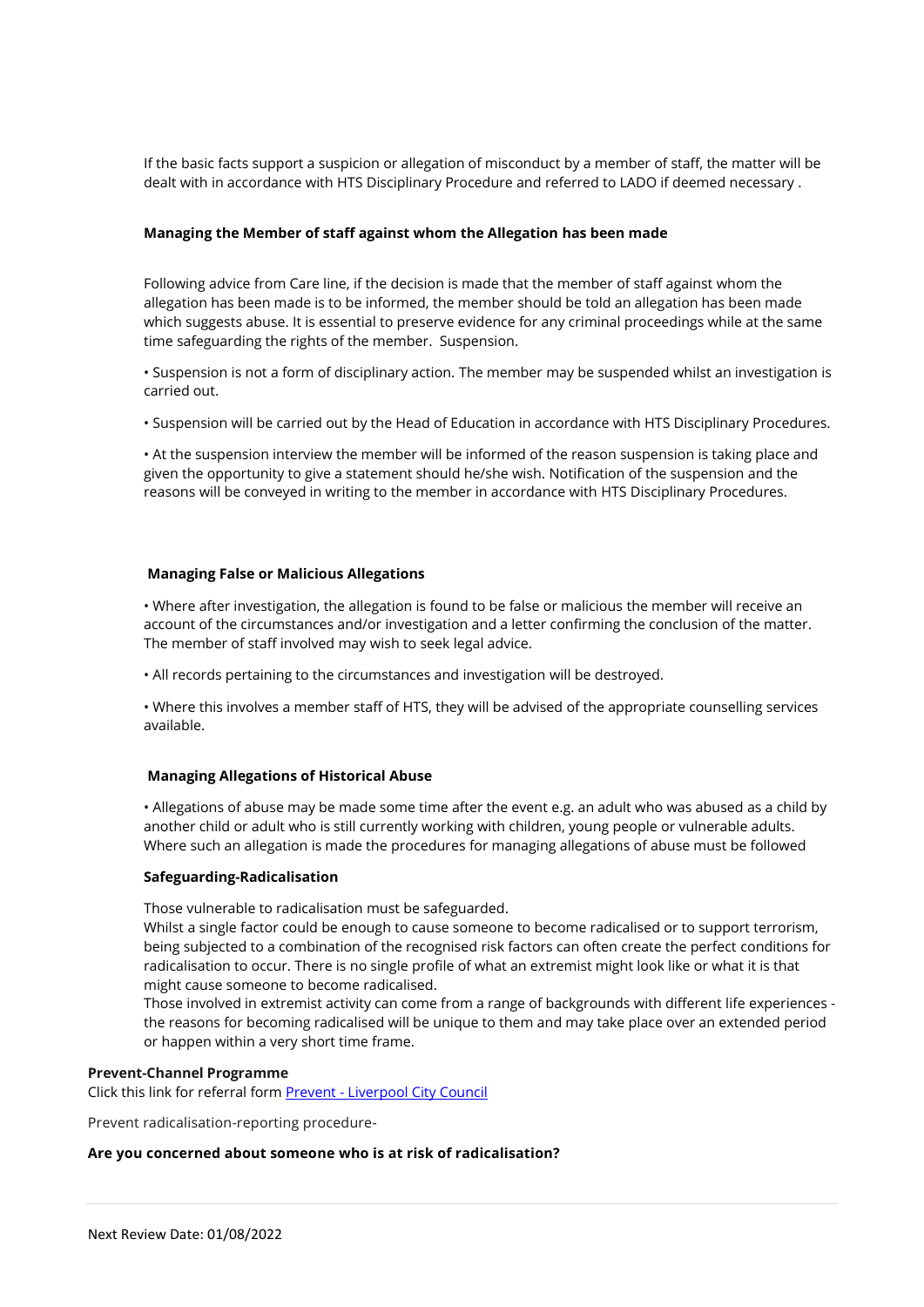If the basic facts support a suspicion or allegation of misconduct by a member of staff, the matter will be dealt with in accordance with HTS Disciplinary Procedure and referred to LADO if deemed necessary .

**Managing the Member of staff against whom the Allegation has been made**

Following advice from Care line, if the decision is made that the member of staff against whom the allegation has been made is to be informed, the member should be told an allegation has been made which suggests abuse. It is essential to preserve evidence for any criminal proceedings while at the same time safeguarding the rights of the member. Suspension.

• Suspension is not a form of disciplinary action. The member may be suspended whilst an investigation is carried out.

• Suspension will be carried out by the Head of Education in accordance with HTS Disciplinary Procedures.

• At the suspension interview the member will be informed of the reason suspension is taking place and given the opportunity to give a statement should he/she wish. Notification of the suspension and the reasons will be conveyed in writing to the member in accordance with HTS Disciplinary Procedures.

**Managing False or Malicious Allegations**

• Where after investigation, the allegation is found to be false or malicious the member will receive an account of the circumstances and/or investigation and a letter confirming the conclusion of the matter. The member of staff involved may wish to seek legal advice.

• All records pertaining to the circumstances and investigation will be destroyed.

• Where this involves a member staff of HTS, they will be advised of the appropriate counselling services available.

**Managing Allegations of Historical Abuse**

• Allegations of abuse may be made some time after the event e.g. an adult who was abused as a child by another child or adult who is still currently working with children, young people or vulnerable adults. Where such an allegation is made the procedures for managing allegations of abuse must be followed

**Safeguarding-Radicalisation**

Those vulnerable to radicalisation must be safeguarded.
Whilst a single factor could be enough to cause someone to become radicalised or to support terrorism, being subjected to a combination of the recognised risk factors can often create the perfect conditions for radicalisation to occur. There is no single profile of what an extremist might look like or what it is that might cause someone to become radicalised.
Those involved in extremist activity can come from a range of backgrounds with different life experiences - the reasons for becoming radicalised will be unique to them and may take place over an extended period or happen within a very short time frame.

**Prevent-Channel Programme**
Click this link for referral form Prevent - Liverpool City Council

Prevent radicalisation-reporting procedure-

**Are you concerned about someone who is at risk of radicalisation?**

Next Review Date: 01/08/2022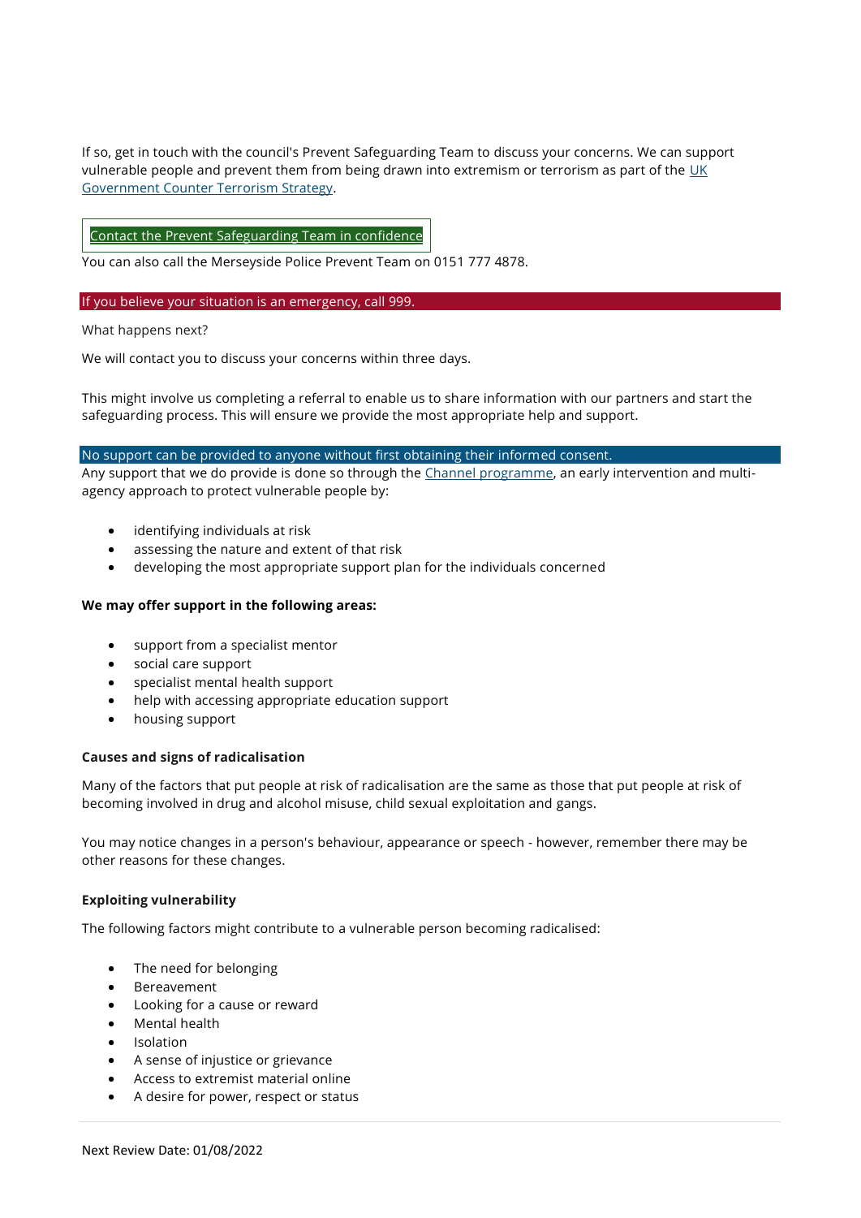If so, get in touch with the council's Prevent Safeguarding Team to discuss your concerns. We can support vulnerable people and prevent them from being drawn into extremism or terrorism as part of the UK Government Counter Terrorism Strategy.

Contact the Prevent Safeguarding Team in confidence

You can also call the Merseyside Police Prevent Team on 0151 777 4878.

If you believe your situation is an emergency, call 999.

What happens next?

We will contact you to discuss your concerns within three days.

This might involve us completing a referral to enable us to share information with our partners and start the safeguarding process. This will ensure we provide the most appropriate help and support.

No support can be provided to anyone without first obtaining their informed consent.

Any support that we do provide is done so through the Channel programme, an early intervention and multi-agency approach to protect vulnerable people by:

- identifying individuals at risk
- assessing the nature and extent of that risk
- developing the most appropriate support plan for the individuals concerned

**We may offer support in the following areas:**

- support from a specialist mentor
- social care support
- specialist mental health support
- help with accessing appropriate education support
- housing support

**Causes and signs of radicalisation**

Many of the factors that put people at risk of radicalisation are the same as those that put people at risk of becoming involved in drug and alcohol misuse, child sexual exploitation and gangs.

You may notice changes in a person's behaviour, appearance or speech - however, remember there may be other reasons for these changes.

**Exploiting vulnerability**

The following factors might contribute to a vulnerable person becoming radicalised:

- The need for belonging
- Bereavement
- Looking for a cause or reward
- Mental health
- Isolation
- A sense of injustice or grievance
- Access to extremist material online
- A desire for power, respect or status

Next Review Date: 01/08/2022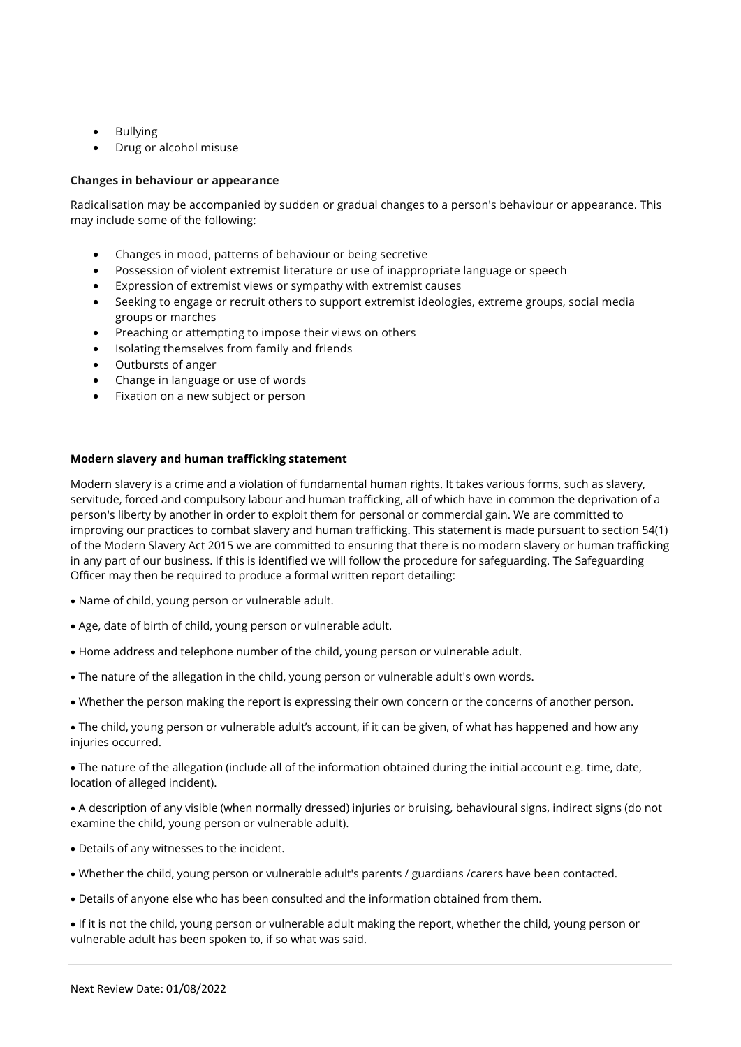- Bullying
- Drug or alcohol misuse

**Changes in behaviour or appearance**

Radicalisation may be accompanied by sudden or gradual changes to a person's behaviour or appearance. This may include some of the following:

- Changes in mood, patterns of behaviour or being secretive
- Possession of violent extremist literature or use of inappropriate language or speech
- Expression of extremist views or sympathy with extremist causes
- Seeking to engage or recruit others to support extremist ideologies, extreme groups, social media groups or marches
- Preaching or attempting to impose their views on others
- Isolating themselves from family and friends
- Outbursts of anger
- Change in language or use of words
- Fixation on a new subject or person

**Modern slavery and human trafficking statement**

Modern slavery is a crime and a violation of fundamental human rights. It takes various forms, such as slavery, servitude, forced and compulsory labour and human trafficking, all of which have in common the deprivation of a person's liberty by another in order to exploit them for personal or commercial gain. We are committed to improving our practices to combat slavery and human trafficking. This statement is made pursuant to section 54(1) of the Modern Slavery Act 2015 we are committed to ensuring that there is no modern slavery or human trafficking in any part of our business. If this is identified we will follow the procedure for safeguarding. The Safeguarding Officer may then be required to produce a formal written report detailing:

- Name of child, young person or vulnerable adult.
- Age, date of birth of child, young person or vulnerable adult.
- Home address and telephone number of the child, young person or vulnerable adult.
- The nature of the allegation in the child, young person or vulnerable adult's own words.
- Whether the person making the report is expressing their own concern or the concerns of another person.
- The child, young person or vulnerable adult's account, if it can be given, of what has happened and how any injuries occurred.
- The nature of the allegation (include all of the information obtained during the initial account e.g. time, date, location of alleged incident).
- A description of any visible (when normally dressed) injuries or bruising, behavioural signs, indirect signs (do not examine the child, young person or vulnerable adult).
- Details of any witnesses to the incident.
- Whether the child, young person or vulnerable adult's parents / guardians /carers have been contacted.
- Details of anyone else who has been consulted and the information obtained from them.
- If it is not the child, young person or vulnerable adult making the report, whether the child, young person or vulnerable adult has been spoken to, if so what was said.

Next Review Date: 01/08/2022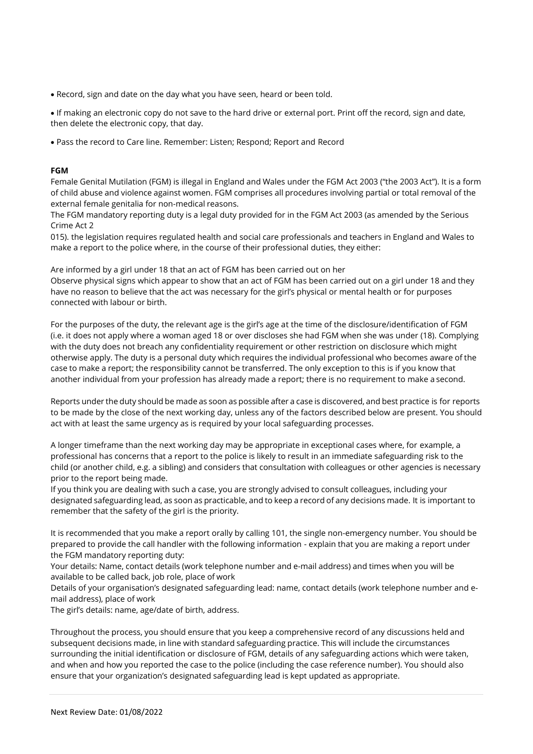- Record, sign and date on the day what you have seen, heard or been told.
- If making an electronic copy do not save to the hard drive or external port. Print off the record, sign and date, then delete the electronic copy, that day.
- Pass the record to Care line. Remember: Listen; Respond; Report and Record

**FGM**

Female Genital Mutilation (FGM) is illegal in England and Wales under the FGM Act 2003 ("the 2003 Act"). It is a form of child abuse and violence against women. FGM comprises all procedures involving partial or total removal of the external female genitalia for non-medical reasons.

The FGM mandatory reporting duty is a legal duty provided for in the FGM Act 2003 (as amended by the Serious Crime Act 2
015). the legislation requires regulated health and social care professionals and teachers in England and Wales to make a report to the police where, in the course of their professional duties, they either:

Are informed by a girl under 18 that an act of FGM has been carried out on her
Observe physical signs which appear to show that an act of FGM has been carried out on a girl under 18 and they have no reason to believe that the act was necessary for the girl's physical or mental health or for purposes connected with labour or birth.

For the purposes of the duty, the relevant age is the girl's age at the time of the disclosure/identification of FGM (i.e. it does not apply where a woman aged 18 or over discloses she had FGM when she was under (18). Complying with the duty does not breach any confidentiality requirement or other restriction on disclosure which might otherwise apply. The duty is a personal duty which requires the individual professional who becomes aware of the case to make a report; the responsibility cannot be transferred. The only exception to this is if you know that another individual from your profession has already made a report; there is no requirement to make a second.

Reports under the duty should be made as soon as possible after a case is discovered, and best practice is for reports to be made by the close of the next working day, unless any of the factors described below are present. You should act with at least the same urgency as is required by your local safeguarding processes.

A longer timeframe than the next working day may be appropriate in exceptional cases where, for example, a professional has concerns that a report to the police is likely to result in an immediate safeguarding risk to the child (or another child, e.g. a sibling) and considers that consultation with colleagues or other agencies is necessary prior to the report being made.
If you think you are dealing with such a case, you are strongly advised to consult colleagues, including your designated safeguarding lead, as soon as practicable, and to keep a record of any decisions made. It is important to remember that the safety of the girl is the priority.

It is recommended that you make a report orally by calling 101, the single non-emergency number. You should be prepared to provide the call handler with the following information - explain that you are making a report under the FGM mandatory reporting duty:
Your details: Name, contact details (work telephone number and e-mail address) and times when you will be available to be called back, job role, place of work
Details of your organisation's designated safeguarding lead: name, contact details (work telephone number and e-mail address), place of work
The girl's details: name, age/date of birth, address.

Throughout the process, you should ensure that you keep a comprehensive record of any discussions held and subsequent decisions made, in line with standard safeguarding practice. This will include the circumstances surrounding the initial identification or disclosure of FGM, details of any safeguarding actions which were taken, and when and how you reported the case to the police (including the case reference number). You should also ensure that your organization's designated safeguarding lead is kept updated as appropriate.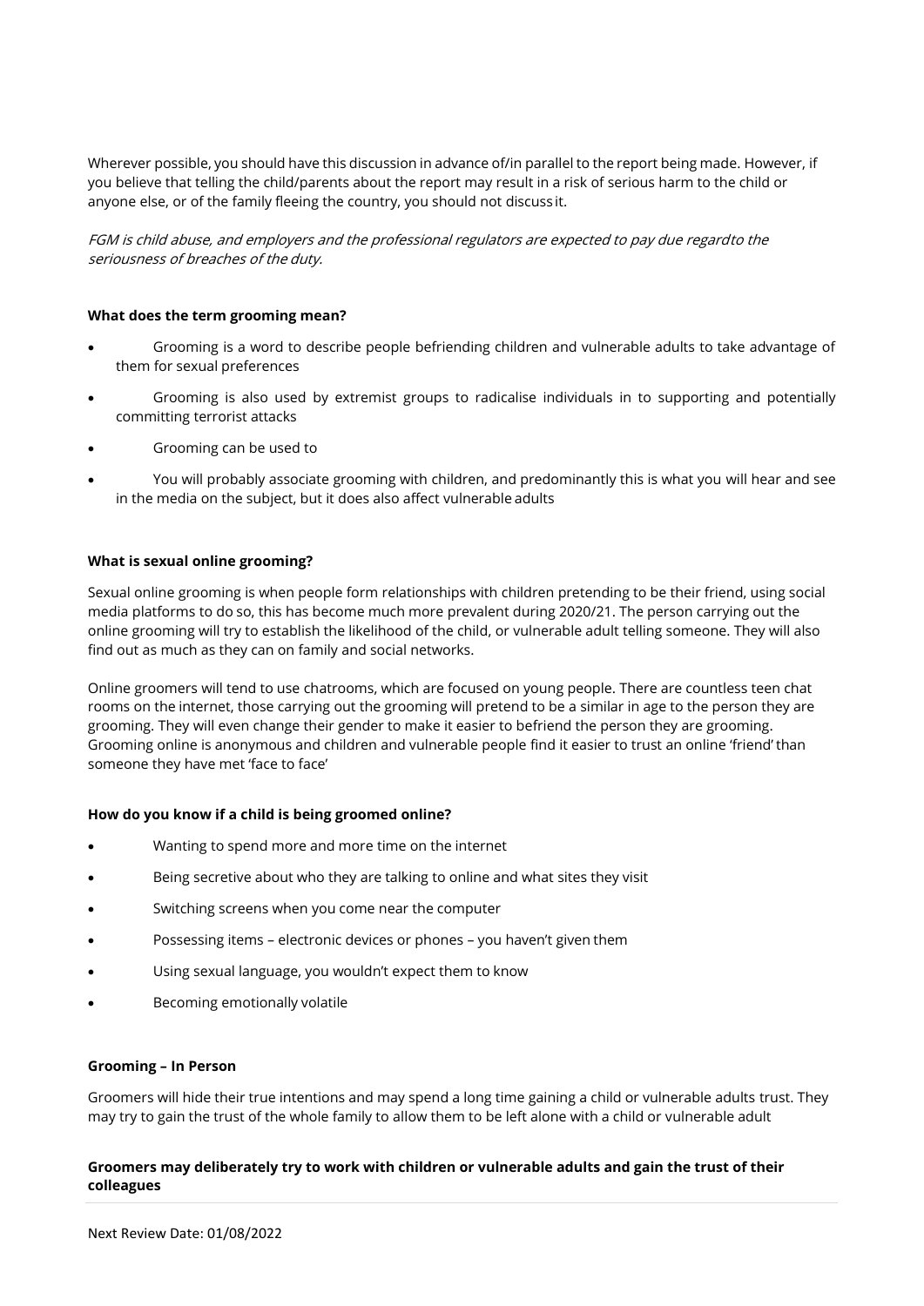Wherever possible, you should have this discussion in advance of/in parallel to the report being made. However, if you believe that telling the child/parents about the report may result in a risk of serious harm to the child or anyone else, or of the family fleeing the country, you should not discuss it.

*FGM is child abuse, and employers and the professional regulators are expected to pay due regard to the seriousness of breaches of the duty.*

**What does the term grooming mean?**

- Grooming is a word to describe people befriending children and vulnerable adults to take advantage of them for sexual preferences
- Grooming is also used by extremist groups to radicalise individuals in to supporting and potentially committing terrorist attacks
- Grooming can be used to
- You will probably associate grooming with children, and predominantly this is what you will hear and see in the media on the subject, but it does also affect vulnerable adults

**What is sexual online grooming?**

Sexual online grooming is when people form relationships with children pretending to be their friend, using social media platforms to do so, this has become much more prevalent during 2020/21. The person carrying out the online grooming will try to establish the likelihood of the child, or vulnerable adult telling someone. They will also find out as much as they can on family and social networks.

Online groomers will tend to use chatrooms, which are focused on young people. There are countless teen chat rooms on the internet, those carrying out the grooming will pretend to be a similar in age to the person they are grooming. They will even change their gender to make it easier to befriend the person they are grooming. Grooming online is anonymous and children and vulnerable people find it easier to trust an online 'friend' than someone they have met 'face to face'

**How do you know if a child is being groomed online?**

- Wanting to spend more and more time on the internet
- Being secretive about who they are talking to online and what sites they visit
- Switching screens when you come near the computer
- Possessing items – electronic devices or phones – you haven't given them
- Using sexual language, you wouldn't expect them to know
- Becoming emotionally volatile

**Grooming – In Person**

Groomers will hide their true intentions and may spend a long time gaining a child or vulnerable adults trust. They may try to gain the trust of the whole family to allow them to be left alone with a child or vulnerable adult

**Groomers may deliberately try to work with children or vulnerable adults and gain the trust of their colleagues**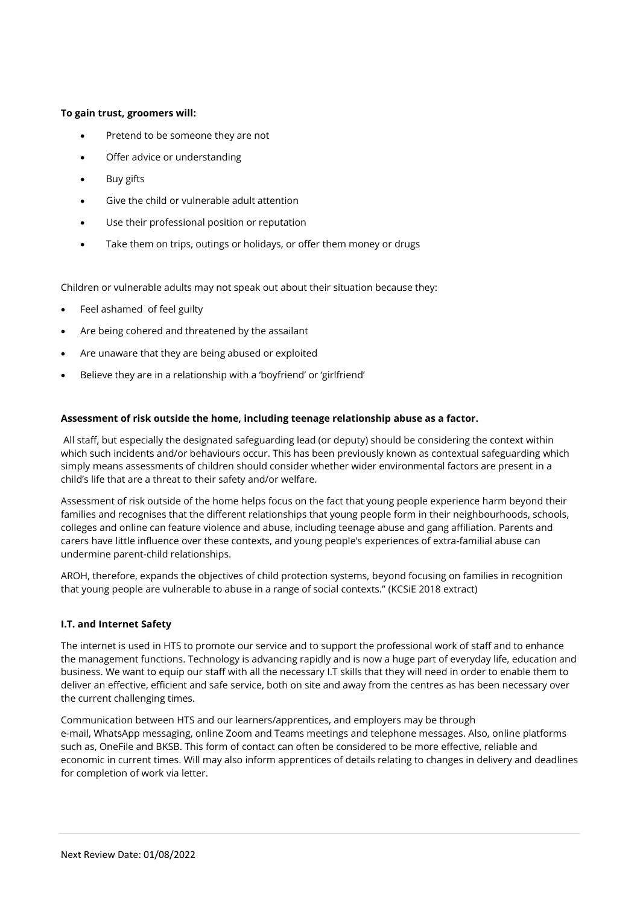**To gain trust, groomers will:**

- Pretend to be someone they are not
- Offer advice or understanding
- Buy gifts
- Give the child or vulnerable adult attention
- Use their professional position or reputation
- Take them on trips, outings or holidays, or offer them money or drugs

Children or vulnerable adults may not speak out about their situation because they:

- Feel ashamed of feel guilty
- Are being cohered and threatened by the assailant
- Are unaware that they are being abused or exploited
- Believe they are in a relationship with a 'boyfriend' or 'girlfriend'

**Assessment of risk outside the home, including teenage relationship abuse as a factor.**

All staff, but especially the designated safeguarding lead (or deputy) should be considering the context within which such incidents and/or behaviours occur. This has been previously known as contextual safeguarding which simply means assessments of children should consider whether wider environmental factors are present in a child's life that are a threat to their safety and/or welfare.

Assessment of risk outside of the home helps focus on the fact that young people experience harm beyond their families and recognises that the different relationships that young people form in their neighbourhoods, schools, colleges and online can feature violence and abuse, including teenage abuse and gang affiliation. Parents and carers have little influence over these contexts, and young people's experiences of extra-familial abuse can undermine parent-child relationships.

AROH, therefore, expands the objectives of child protection systems, beyond focusing on families in recognition that young people are vulnerable to abuse in a range of social contexts." (KCSiE 2018 extract)

**I.T. and Internet Safety**

The internet is used in HTS to promote our service and to support the professional work of staff and to enhance the management functions. Technology is advancing rapidly and is now a huge part of everyday life, education and business. We want to equip our staff with all the necessary I.T skills that they will need in order to enable them to deliver an effective, efficient and safe service, both on site and away from the centres as has been necessary over the current challenging times.

Communication between HTS and our learners/apprentices, and employers may be through e-mail, WhatsApp messaging, online Zoom and Teams meetings and telephone messages. Also, online platforms such as, OneFile and BKSB. This form of contact can often be considered to be more effective, reliable and economic in current times. Will may also inform apprentices of details relating to changes in delivery and deadlines for completion of work via letter.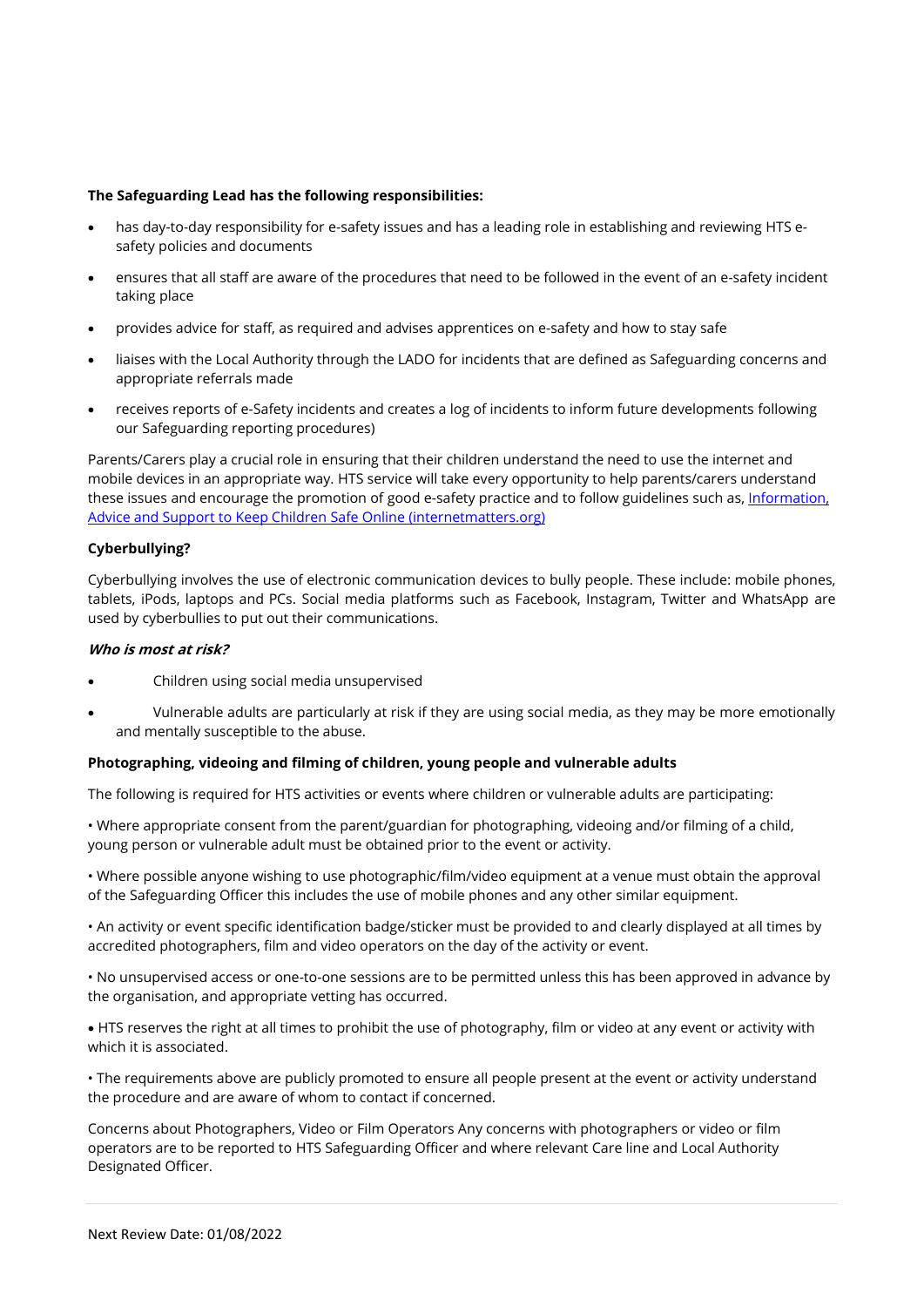**The Safeguarding Lead has the following responsibilities:**

- has day-to-day responsibility for e-safety issues and has a leading role in establishing and reviewing HTS e-safety policies and documents
- ensures that all staff are aware of the procedures that need to be followed in the event of an e-safety incident taking place
- provides advice for staff, as required and advises apprentices on e-safety and how to stay safe
- liaises with the Local Authority through the LADO for incidents that are defined as Safeguarding concerns and appropriate referrals made
- receives reports of e-Safety incidents and creates a log of incidents to inform future developments following our Safeguarding reporting procedures)

Parents/Carers play a crucial role in ensuring that their children understand the need to use the internet and mobile devices in an appropriate way. HTS service will take every opportunity to help parents/carers understand these issues and encourage the promotion of good e-safety practice and to follow guidelines such as, [Information, Advice and Support to Keep Children Safe Online (internetmatters.org)]

**Cyberbullying?**

Cyberbullying involves the use of electronic communication devices to bully people. These include: mobile phones, tablets, iPods, laptops and PCs. Social media platforms such as Facebook, Instagram, Twitter and WhatsApp are used by cyberbullies to put out their communications.

***Who is most at risk?***

- Children using social media unsupervised
- Vulnerable adults are particularly at risk if they are using social media, as they may be more emotionally and mentally susceptible to the abuse.

**Photographing, videoing and filming of children, young people and vulnerable adults**

The following is required for HTS activities or events where children or vulnerable adults are participating:

• Where appropriate consent from the parent/guardian for photographing, videoing and/or filming of a child, young person or vulnerable adult must be obtained prior to the event or activity.

• Where possible anyone wishing to use photographic/film/video equipment at a venue must obtain the approval of the Safeguarding Officer this includes the use of mobile phones and any other similar equipment.

• An activity or event specific identification badge/sticker must be provided to and clearly displayed at all times by accredited photographers, film and video operators on the day of the activity or event.

• No unsupervised access or one-to-one sessions are to be permitted unless this has been approved in advance by the organisation, and appropriate vetting has occurred.

• HTS reserves the right at all times to prohibit the use of photography, film or video at any event or activity with which it is associated.

• The requirements above are publicly promoted to ensure all people present at the event or activity understand the procedure and are aware of whom to contact if concerned.

Concerns about Photographers, Video or Film Operators Any concerns with photographers or video or film operators are to be reported to HTS Safeguarding Officer and where relevant Care line and Local Authority Designated Officer.

Next Review Date: 01/08/2022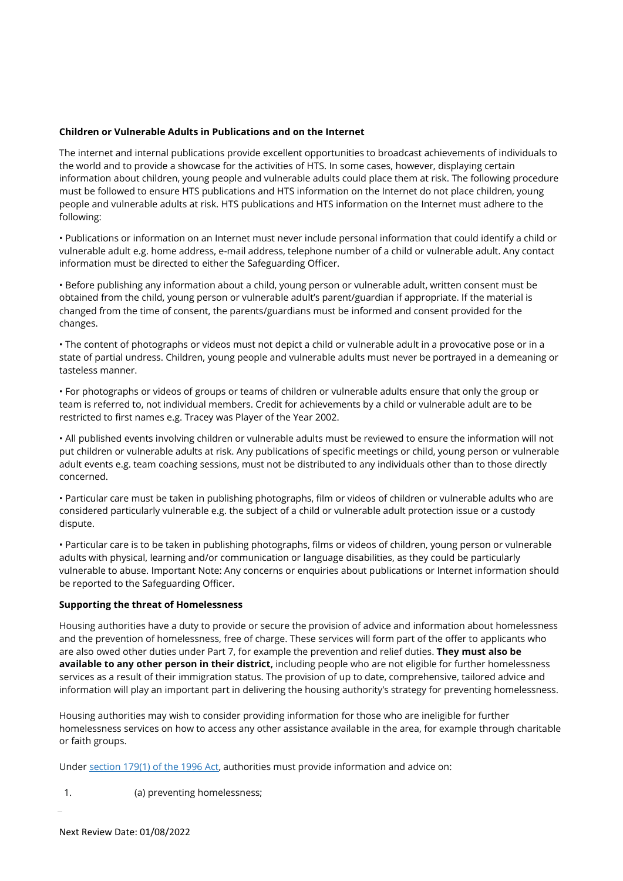**Children or Vulnerable Adults in Publications and on the Internet**

The internet and internal publications provide excellent opportunities to broadcast achievements of individuals to the world and to provide a showcase for the activities of HTS. In some cases, however, displaying certain information about children, young people and vulnerable adults could place them at risk. The following procedure must be followed to ensure HTS publications and HTS information on the Internet do not place children, young people and vulnerable adults at risk. HTS publications and HTS information on the Internet must adhere to the following:

• Publications or information on an Internet must never include personal information that could identify a child or vulnerable adult e.g. home address, e-mail address, telephone number of a child or vulnerable adult. Any contact information must be directed to either the Safeguarding Officer.

• Before publishing any information about a child, young person or vulnerable adult, written consent must be obtained from the child, young person or vulnerable adult's parent/guardian if appropriate. If the material is changed from the time of consent, the parents/guardians must be informed and consent provided for the changes.

• The content of photographs or videos must not depict a child or vulnerable adult in a provocative pose or in a state of partial undress. Children, young people and vulnerable adults must never be portrayed in a demeaning or tasteless manner.

• For photographs or videos of groups or teams of children or vulnerable adults ensure that only the group or team is referred to, not individual members. Credit for achievements by a child or vulnerable adult are to be restricted to first names e.g. Tracey was Player of the Year 2002.

• All published events involving children or vulnerable adults must be reviewed to ensure the information will not put children or vulnerable adults at risk. Any publications of specific meetings or child, young person or vulnerable adult events e.g. team coaching sessions, must not be distributed to any individuals other than to those directly concerned.

• Particular care must be taken in publishing photographs, film or videos of children or vulnerable adults who are considered particularly vulnerable e.g. the subject of a child or vulnerable adult protection issue or a custody dispute.

• Particular care is to be taken in publishing photographs, films or videos of children, young person or vulnerable adults with physical, learning and/or communication or language disabilities, as they could be particularly vulnerable to abuse. Important Note: Any concerns or enquiries about publications or Internet information should be reported to the Safeguarding Officer.

**Supporting the threat of Homelessness**

Housing authorities have a duty to provide or secure the provision of advice and information about homelessness and the prevention of homelessness, free of charge. These services will form part of the offer to applicants who are also owed other duties under Part 7, for example the prevention and relief duties. **They must also be available to any other person in their district,** including people who are not eligible for further homelessness services as a result of their immigration status. The provision of up to date, comprehensive, tailored advice and information will play an important part in delivering the housing authority's strategy for preventing homelessness.

Housing authorities may wish to consider providing information for those who are ineligible for further homelessness services on how to access any other assistance available in the area, for example through charitable or faith groups.

Under section 179(1) of the 1996 Act, authorities must provide information and advice on:

1. (a) preventing homelessness;

Next Review Date: 01/08/2022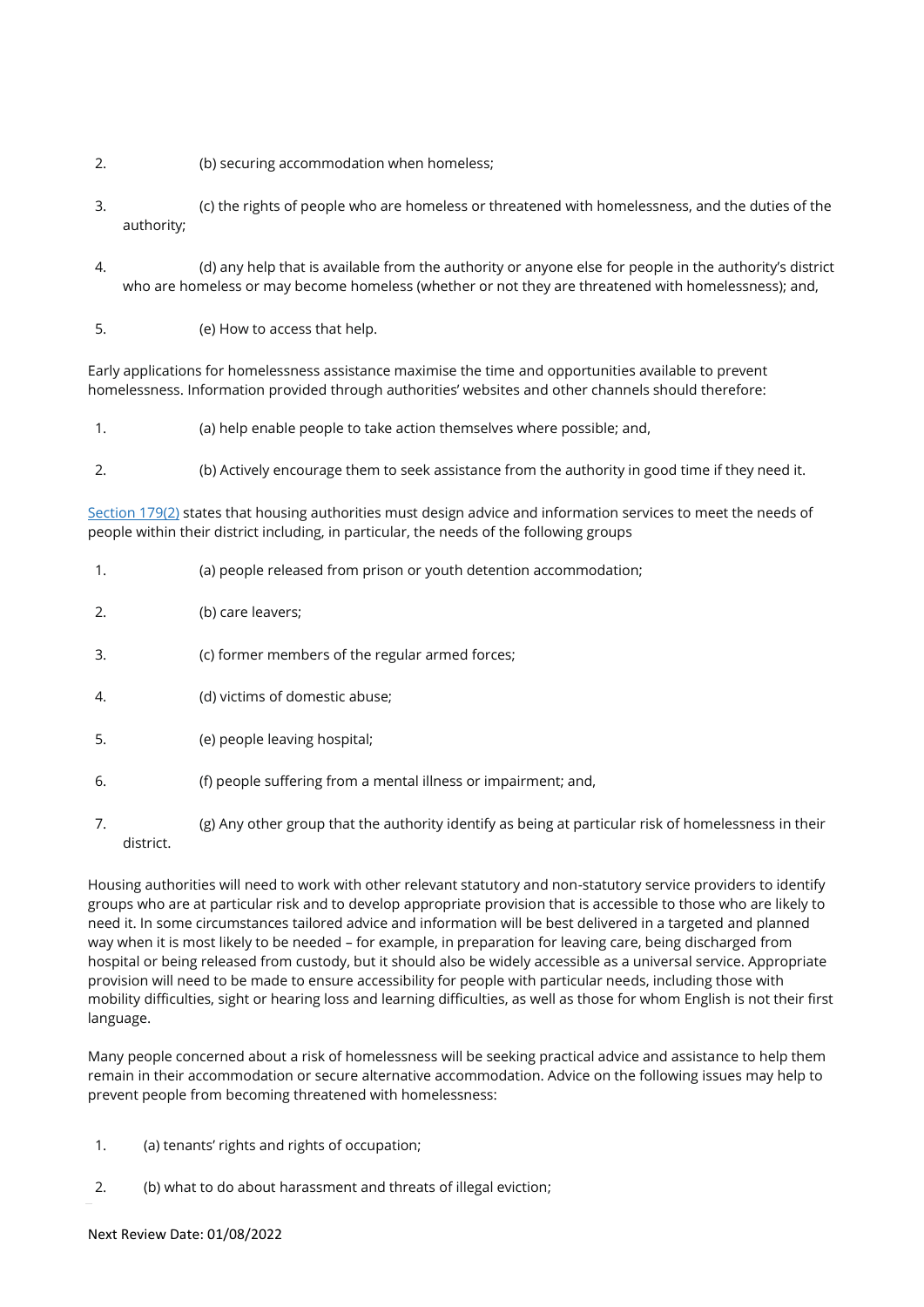2. (b) securing accommodation when homeless;

3. (c) the rights of people who are homeless or threatened with homelessness, and the duties of the authority;

4. (d) any help that is available from the authority or anyone else for people in the authority's district who are homeless or may become homeless (whether or not they are threatened with homelessness); and,

5. (e) How to access that help.

Early applications for homelessness assistance maximise the time and opportunities available to prevent homelessness. Information provided through authorities' websites and other channels should therefore:

1. (a) help enable people to take action themselves where possible; and,

2. (b) Actively encourage them to seek assistance from the authority in good time if they need it.

[Section 179(2)](#) states that housing authorities must design advice and information services to meet the needs of people within their district including, in particular, the needs of the following groups

1. (a) people released from prison or youth detention accommodation;

2. (b) care leavers;

3. (c) former members of the regular armed forces;

4. (d) victims of domestic abuse;

5. (e) people leaving hospital;

6. (f) people suffering from a mental illness or impairment; and,

7. (g) Any other group that the authority identify as being at particular risk of homelessness in their district.

Housing authorities will need to work with other relevant statutory and non-statutory service providers to identify groups who are at particular risk and to develop appropriate provision that is accessible to those who are likely to need it. In some circumstances tailored advice and information will be best delivered in a targeted and planned way when it is most likely to be needed – for example, in preparation for leaving care, being discharged from hospital or being released from custody, but it should also be widely accessible as a universal service. Appropriate provision will need to be made to ensure accessibility for people with particular needs, including those with mobility difficulties, sight or hearing loss and learning difficulties, as well as those for whom English is not their first language.

Many people concerned about a risk of homelessness will be seeking practical advice and assistance to help them remain in their accommodation or secure alternative accommodation. Advice on the following issues may help to prevent people from becoming threatened with homelessness:

1. (a) tenants' rights and rights of occupation;

2. (b) what to do about harassment and threats of illegal eviction;

Next Review Date: 01/08/2022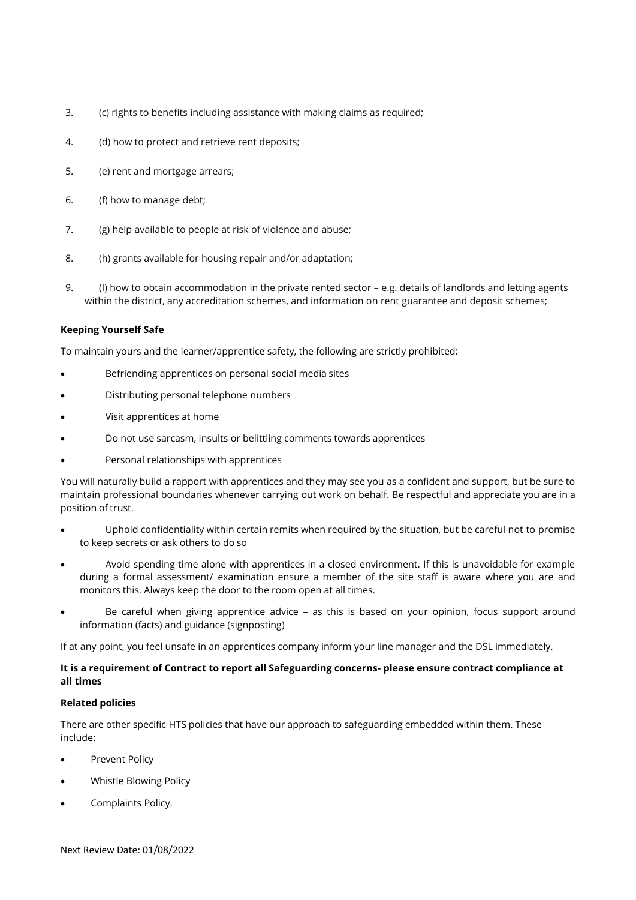3. (c) rights to benefits including assistance with making claims as required;
4. (d) how to protect and retrieve rent deposits;
5. (e) rent and mortgage arrears;
6. (f) how to manage debt;
7. (g) help available to people at risk of violence and abuse;
8. (h) grants available for housing repair and/or adaptation;
9. (I) how to obtain accommodation in the private rented sector – e.g. details of landlords and letting agents within the district, any accreditation schemes, and information on rent guarantee and deposit schemes;

**Keeping Yourself Safe**

To maintain yours and the learner/apprentice safety, the following are strictly prohibited:

- Befriending apprentices on personal social media sites
- Distributing personal telephone numbers
- Visit apprentices at home
- Do not use sarcasm, insults or belittling comments towards apprentices
- Personal relationships with apprentices

You will naturally build a rapport with apprentices and they may see you as a confident and support, but be sure to maintain professional boundaries whenever carrying out work on behalf. Be respectful and appreciate you are in a position of trust.

- Uphold confidentiality within certain remits when required by the situation, but be careful not to promise to keep secrets or ask others to do so
- Avoid spending time alone with apprentices in a closed environment. If this is unavoidable for example during a formal assessment/ examination ensure a member of the site staff is aware where you are and monitors this. Always keep the door to the room open at all times.
- Be careful when giving apprentice advice – as this is based on your opinion, focus support around information (facts) and guidance (signposting)

If at any point, you feel unsafe in an apprentices company inform your line manager and the DSL immediately.

**<u>It is a requirement of Contract to report all Safeguarding concerns- please ensure contract compliance at all times</u>**

**Related policies**

There are other specific HTS policies that have our approach to safeguarding embedded within them. These include:

- Prevent Policy
- Whistle Blowing Policy
- Complaints Policy.

Next Review Date: 01/08/2022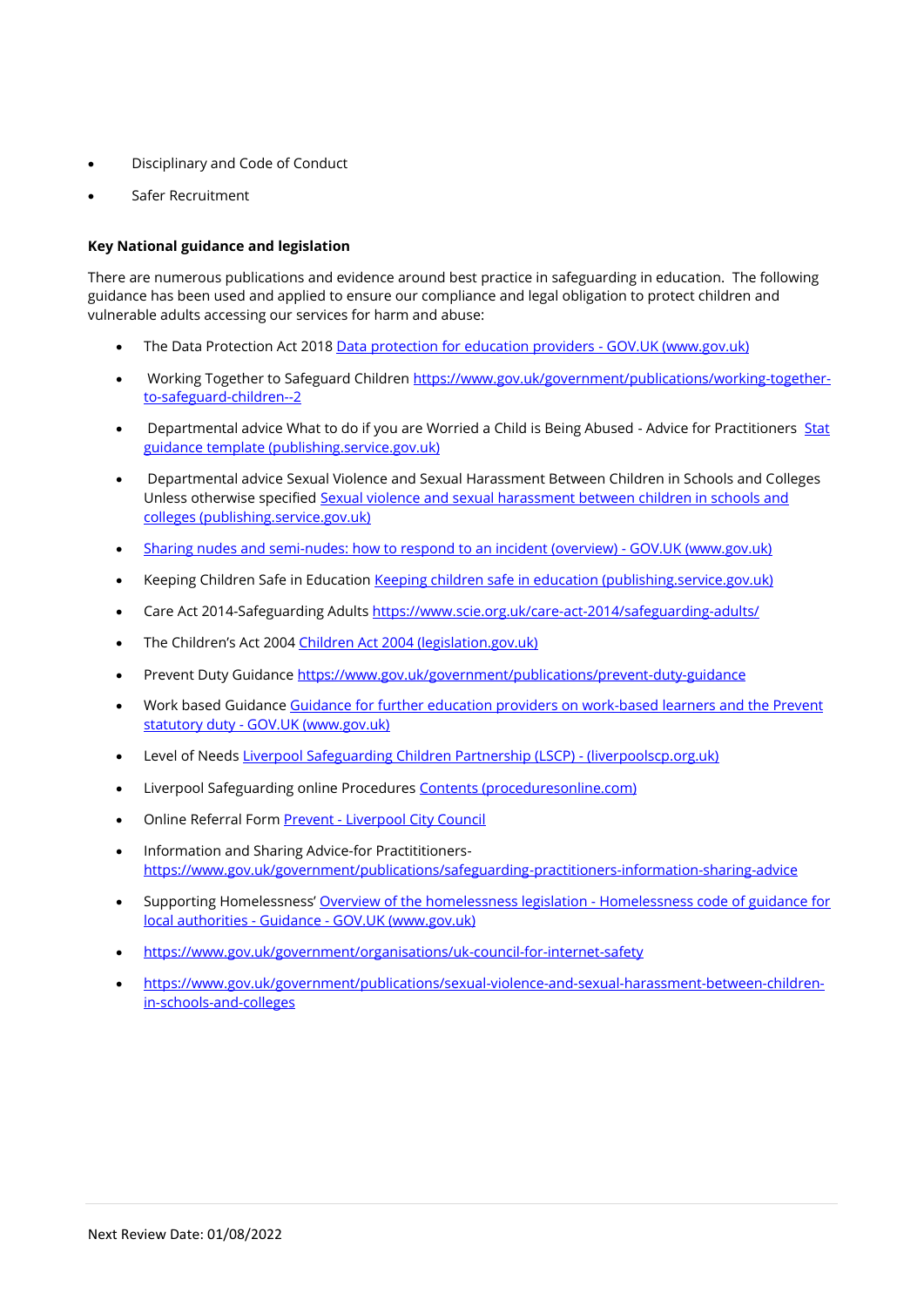- Disciplinary and Code of Conduct
- Safer Recruitment

**Key National guidance and legislation**

There are numerous publications and evidence around best practice in safeguarding in education. The following guidance has been used and applied to ensure our compliance and legal obligation to protect children and vulnerable adults accessing our services for harm and abuse:

- The Data Protection Act 2018 Data protection for education providers - GOV.UK (www.gov.uk)
- Working Together to Safeguard Children https://www.gov.uk/government/publications/working-together-to-safeguard-children--2
- Departmental advice What to do if you are Worried a Child is Being Abused - Advice for Practitioners Stat guidance template (publishing.service.gov.uk)
- Departmental advice Sexual Violence and Sexual Harassment Between Children in Schools and Colleges Unless otherwise specified Sexual violence and sexual harassment between children in schools and colleges (publishing.service.gov.uk)
- Sharing nudes and semi-nudes: how to respond to an incident (overview) - GOV.UK (www.gov.uk)
- Keeping Children Safe in Education Keeping children safe in education (publishing.service.gov.uk)
- Care Act 2014-Safeguarding Adults https://www.scie.org.uk/care-act-2014/safeguarding-adults/
- The Children's Act 2004 Children Act 2004 (legislation.gov.uk)
- Prevent Duty Guidance https://www.gov.uk/government/publications/prevent-duty-guidance
- Work based Guidance Guidance for further education providers on work-based learners and the Prevent statutory duty - GOV.UK (www.gov.uk)
- Level of Needs Liverpool Safeguarding Children Partnership (LSCP) - (liverpoolscp.org.uk)
- Liverpool Safeguarding online Procedures Contents (proceduresonline.com)
- Online Referral Form Prevent - Liverpool City Council
- Information and Sharing Advice-for Practititioners- https://www.gov.uk/government/publications/safeguarding-practitioners-information-sharing-advice
- Supporting Homelessness' Overview of the homelessness legislation - Homelessness code of guidance for local authorities - Guidance - GOV.UK (www.gov.uk)
- https://www.gov.uk/government/organisations/uk-council-for-internet-safety
- https://www.gov.uk/government/publications/sexual-violence-and-sexual-harassment-between-children-in-schools-and-colleges

Next Review Date: 01/08/2022